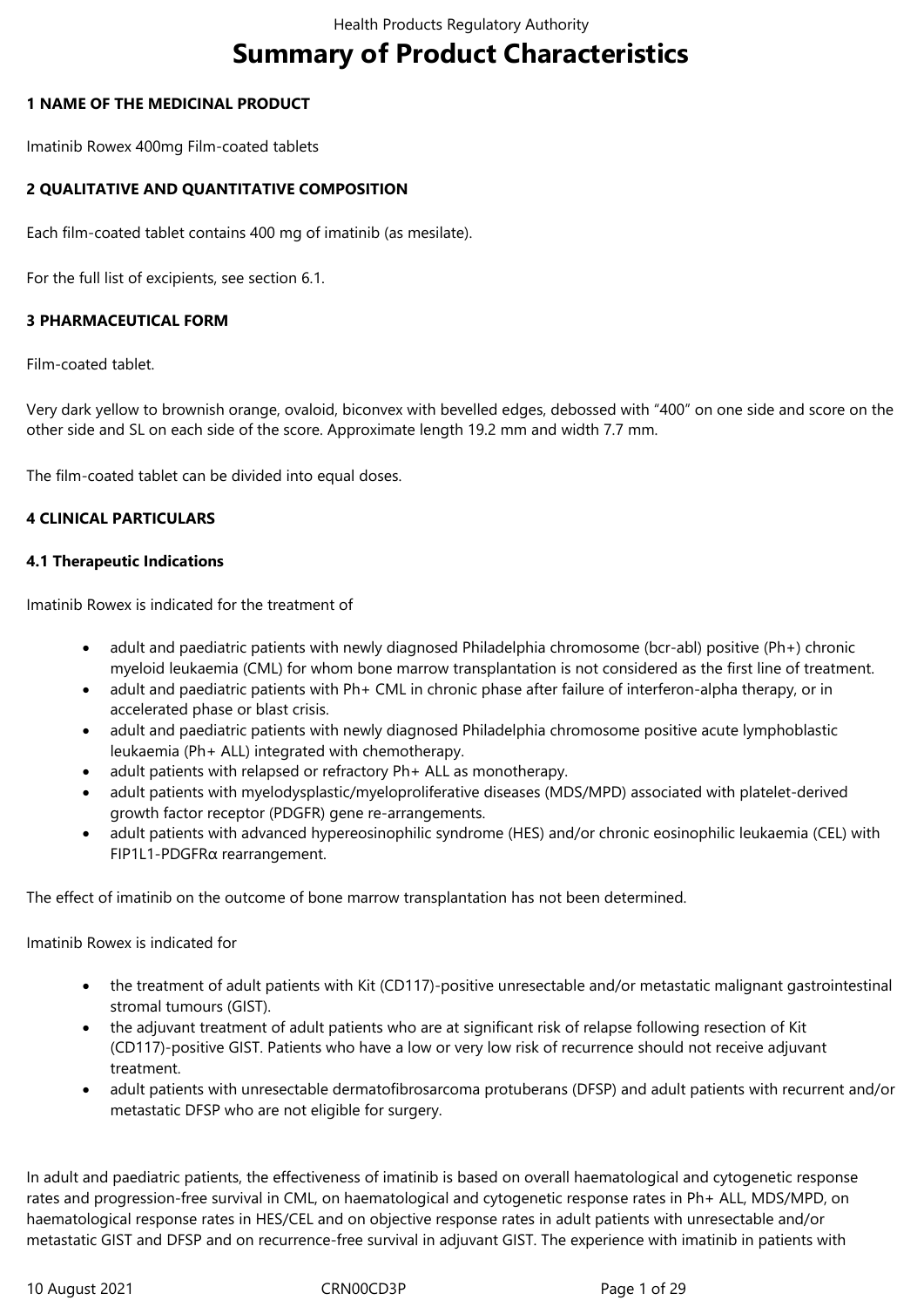# Summary of Product Characteristics

## 1 NAME OF THE MEDICINAL PRODUCT

Imatinib Rowex 400mg Film-coated tablets

## 2 QUALITATIVE AND QUANTITATIVE COMPOSITION

Each film-coated tablet contains 400 mg of imatinib (as mesilate).

For the full list of excipients, see section 6.1.

## 3 PHARMACEUTICAL FORM

Film-coated tablet.

Very dark yellow to brownish orange, ovaloid, biconvex with bevelled edges, debossed with "400" on one side and score on the other side and SL on each side of the score. Approximate length 19.2 mm and width 7.7 mm.

The film-coated tablet can be divided into equal doses.

## 4 CLINICAL PARTICULARS

### 4.1 Therapeutic Indications

Imatinib Rowex is indicated for the treatment of

- adult and paediatric patients with newly diagnosed Philadelphia chromosome (bcr-abl) positive (Ph+) chronic myeloid leukaemia (CML) for whom bone marrow transplantation is not considered as the first line of treatment.
- adult and paediatric patients with Ph+ CML in chronic phase after failure of interferon-alpha therapy, or in accelerated phase or blast crisis.
- adult and paediatric patients with newly diagnosed Philadelphia chromosome positive acute lymphoblastic leukaemia (Ph+ ALL) integrated with chemotherapy.
- adult patients with relapsed or refractory Ph+ ALL as monotherapy.
- adult patients with myelodysplastic/myeloproliferative diseases (MDS/MPD) associated with platelet-derived growth factor receptor (PDGFR) gene re-arrangements.
- adult patients with advanced hypereosinophilic syndrome (HES) and/or chronic eosinophilic leukaemia (CEL) with FIP1L1-PDGFRα rearrangement.

The effect of imatinib on the outcome of bone marrow transplantation has not been determined.

Imatinib Rowex is indicated for

- the treatment of adult patients with Kit (CD117)-positive unresectable and/or metastatic malignant gastrointestinal stromal tumours (GIST).
- the adjuvant treatment of adult patients who are at significant risk of relapse following resection of Kit (CD117)-positive GIST. Patients who have a low or very low risk of recurrence should not receive adjuvant treatment.
- adult patients with unresectable dermatofibrosarcoma protuberans (DFSP) and adult patients with recurrent and/or metastatic DFSP who are not eligible for surgery.

In adult and paediatric patients, the effectiveness of imatinib is based on overall haematological and cytogenetic response rates and progression-free survival in CML, on haematological and cytogenetic response rates in Ph+ ALL, MDS/MPD, on haematological response rates in HES/CEL and on objective response rates in adult patients with unresectable and/or metastatic GIST and DFSP and on recurrence-free survival in adjuvant GIST. The experience with imatinib in patients with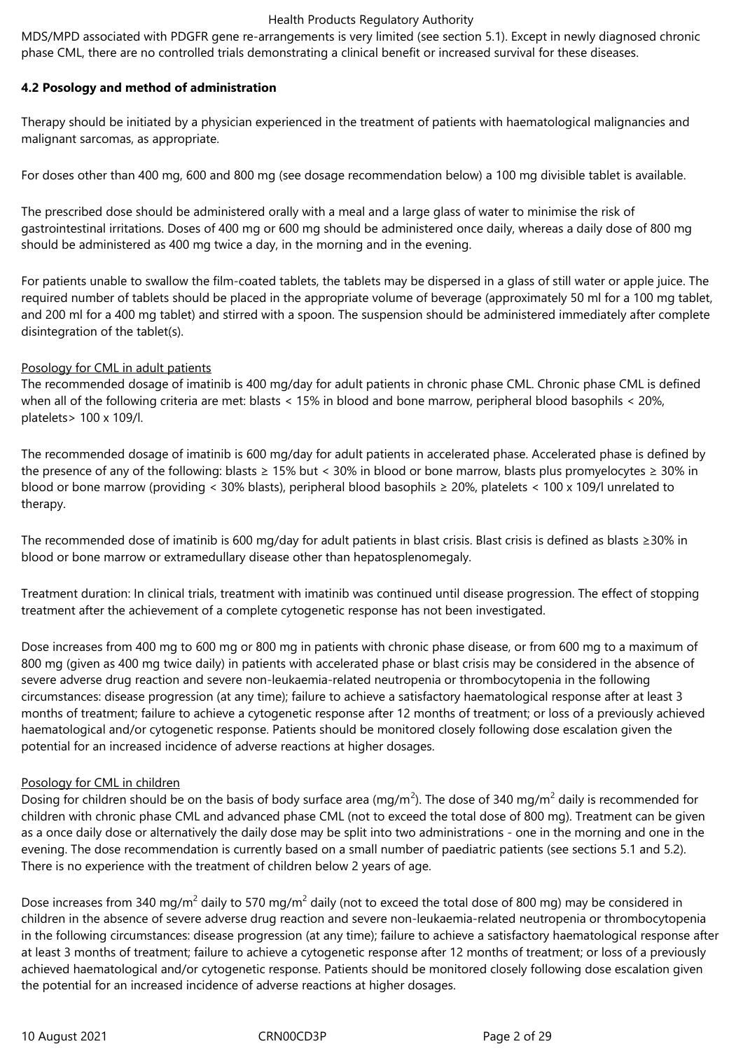MDS/MPD associated with PDGFR gene re-arrangements is very limited (see section 5.1). Except in newly diagnosed chronic phase CML, there are no controlled trials demonstrating a clinical benefit or increased survival for these diseases.

**4.2 Posology and method of administration**

Therapy should be initiated by a physician experienced in the treatment of patients with haematological malignancies and malignant sarcomas, as appropriate.

For doses other than 400 mg, 600 and 800 mg (see dosage recommendation below) a 100 mg divisible tablet is available.

The prescribed dose should be administered orally with a meal and a large glass of water to minimise the risk of gastrointestinal irritations. Doses of 400 mg or 600 mg should be administered once daily, whereas a daily dose of 800 mg should be administered as 400 mg twice a day, in the morning and in the evening.

For patients unable to swallow the film-coated tablets, the tablets may be dispersed in a glass of still water or apple juice. The required number of tablets should be placed in the appropriate volume of beverage (approximately 50 ml for a 100 mg tablet, and 200 ml for a 400 mg tablet) and stirred with a spoon. The suspension should be administered immediately after complete disintegration of the tablet(s).

Posology for CML in adult patients
The recommended dosage of imatinib is 400 mg/day for adult patients in chronic phase CML. Chronic phase CML is defined when all of the following criteria are met: blasts < 15% in blood and bone marrow, peripheral blood basophils < 20%, platelets> 100 x 109/l.

The recommended dosage of imatinib is 600 mg/day for adult patients in accelerated phase. Accelerated phase is defined by the presence of any of the following: blasts ≥ 15% but < 30% in blood or bone marrow, blasts plus promyelocytes ≥ 30% in blood or bone marrow (providing < 30% blasts), peripheral blood basophils ≥ 20%, platelets < 100 x 109/l unrelated to therapy.

The recommended dose of imatinib is 600 mg/day for adult patients in blast crisis. Blast crisis is defined as blasts ≥30% in blood or bone marrow or extramedullary disease other than hepatosplenomegaly.

Treatment duration: In clinical trials, treatment with imatinib was continued until disease progression. The effect of stopping treatment after the achievement of a complete cytogenetic response has not been investigated.

Dose increases from 400 mg to 600 mg or 800 mg in patients with chronic phase disease, or from 600 mg to a maximum of 800 mg (given as 400 mg twice daily) in patients with accelerated phase or blast crisis may be considered in the absence of severe adverse drug reaction and severe non-leukaemia-related neutropenia or thrombocytopenia in the following circumstances: disease progression (at any time); failure to achieve a satisfactory haematological response after at least 3 months of treatment; failure to achieve a cytogenetic response after 12 months of treatment; or loss of a previously achieved haematological and/or cytogenetic response. Patients should be monitored closely following dose escalation given the potential for an increased incidence of adverse reactions at higher dosages.

Posology for CML in children
Dosing for children should be on the basis of body surface area (mg/m$^2$). The dose of 340 mg/m$^2$ daily is recommended for children with chronic phase CML and advanced phase CML (not to exceed the total dose of 800 mg). Treatment can be given as a once daily dose or alternatively the daily dose may be split into two administrations - one in the morning and one in the evening. The dose recommendation is currently based on a small number of paediatric patients (see sections 5.1 and 5.2). There is no experience with the treatment of children below 2 years of age.

Dose increases from 340 mg/m$^2$ daily to 570 mg/m$^2$ daily (not to exceed the total dose of 800 mg) may be considered in children in the absence of severe adverse drug reaction and severe non-leukaemia-related neutropenia or thrombocytopenia in the following circumstances: disease progression (at any time); failure to achieve a satisfactory haematological response after at least 3 months of treatment; failure to achieve a cytogenetic response after 12 months of treatment; or loss of a previously achieved haematological and/or cytogenetic response. Patients should be monitored closely following dose escalation given the potential for an increased incidence of adverse reactions at higher dosages.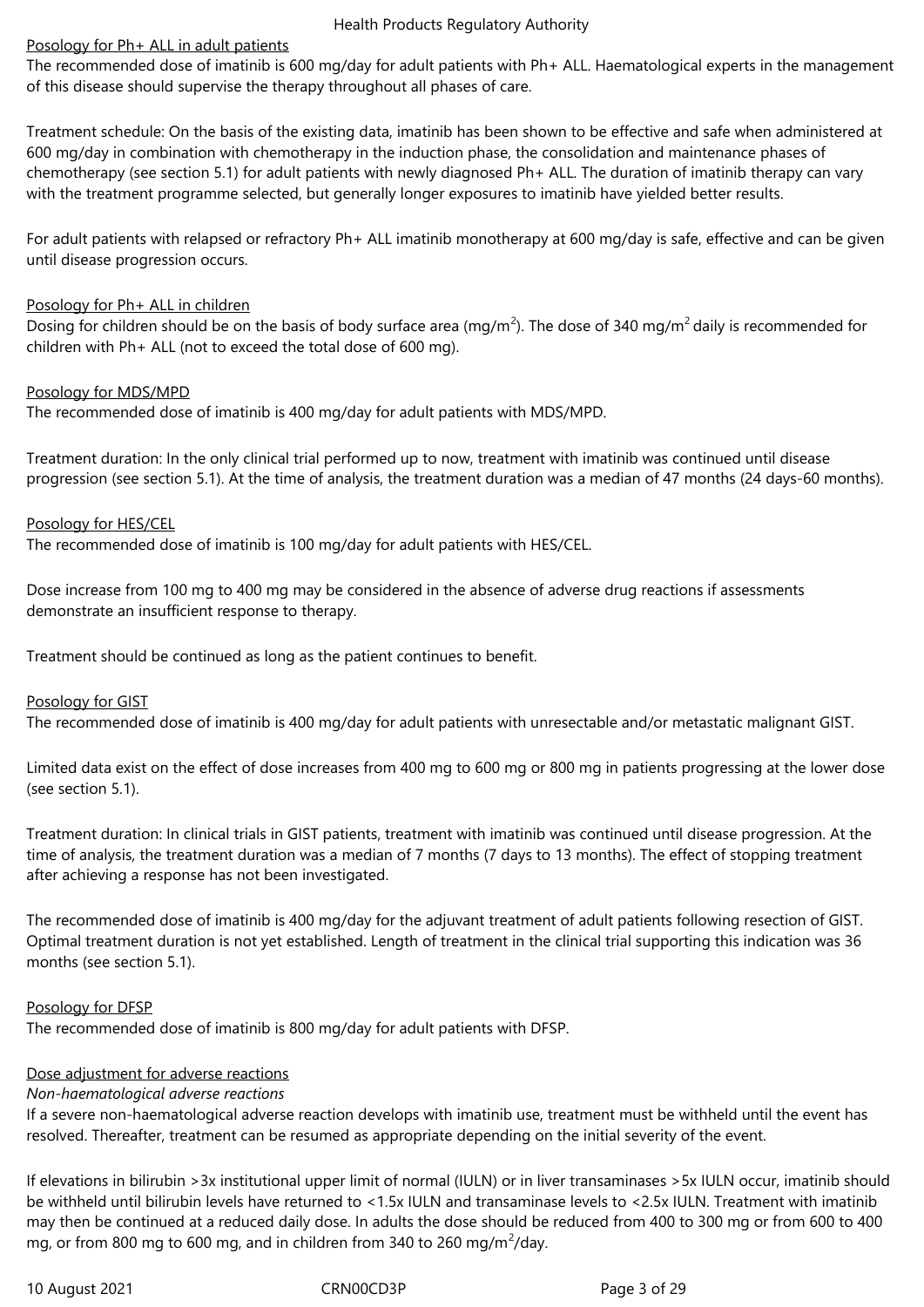Posology for Ph+ ALL in adult patients

The recommended dose of imatinib is 600 mg/day for adult patients with Ph+ ALL. Haematological experts in the management of this disease should supervise the therapy throughout all phases of care.

Treatment schedule: On the basis of the existing data, imatinib has been shown to be effective and safe when administered at 600 mg/day in combination with chemotherapy in the induction phase, the consolidation and maintenance phases of chemotherapy (see section 5.1) for adult patients with newly diagnosed Ph+ ALL. The duration of imatinib therapy can vary with the treatment programme selected, but generally longer exposures to imatinib have yielded better results.

For adult patients with relapsed or refractory Ph+ ALL imatinib monotherapy at 600 mg/day is safe, effective and can be given until disease progression occurs.

Posology for Ph+ ALL in children

Dosing for children should be on the basis of body surface area (mg/$m^2$). The dose of 340 mg/$m^2$ daily is recommended for children with Ph+ ALL (not to exceed the total dose of 600 mg).

Posology for MDS/MPD

The recommended dose of imatinib is 400 mg/day for adult patients with MDS/MPD.

Treatment duration: In the only clinical trial performed up to now, treatment with imatinib was continued until disease progression (see section 5.1). At the time of analysis, the treatment duration was a median of 47 months (24 days-60 months).

Posology for HES/CEL

The recommended dose of imatinib is 100 mg/day for adult patients with HES/CEL.

Dose increase from 100 mg to 400 mg may be considered in the absence of adverse drug reactions if assessments demonstrate an insufficient response to therapy.

Treatment should be continued as long as the patient continues to benefit.

Posology for GIST

The recommended dose of imatinib is 400 mg/day for adult patients with unresectable and/or metastatic malignant GIST.

Limited data exist on the effect of dose increases from 400 mg to 600 mg or 800 mg in patients progressing at the lower dose (see section 5.1).

Treatment duration: In clinical trials in GIST patients, treatment with imatinib was continued until disease progression. At the time of analysis, the treatment duration was a median of 7 months (7 days to 13 months). The effect of stopping treatment after achieving a response has not been investigated.

The recommended dose of imatinib is 400 mg/day for the adjuvant treatment of adult patients following resection of GIST. Optimal treatment duration is not yet established. Length of treatment in the clinical trial supporting this indication was 36 months (see section 5.1).

Posology for DFSP

The recommended dose of imatinib is 800 mg/day for adult patients with DFSP.

Dose adjustment for adverse reactions

*Non-haematological adverse reactions*

If a severe non-haematological adverse reaction develops with imatinib use, treatment must be withheld until the event has resolved. Thereafter, treatment can be resumed as appropriate depending on the initial severity of the event.

If elevations in bilirubin >3x institutional upper limit of normal (IULN) or in liver transaminases >5x IULN occur, imatinib should be withheld until bilirubin levels have returned to <1.5x IULN and transaminase levels to <2.5x IULN. Treatment with imatinib may then be continued at a reduced daily dose. In adults the dose should be reduced from 400 to 300 mg or from 600 to 400 mg, or from 800 mg to 600 mg, and in children from 340 to 260 mg/$m^2$/day.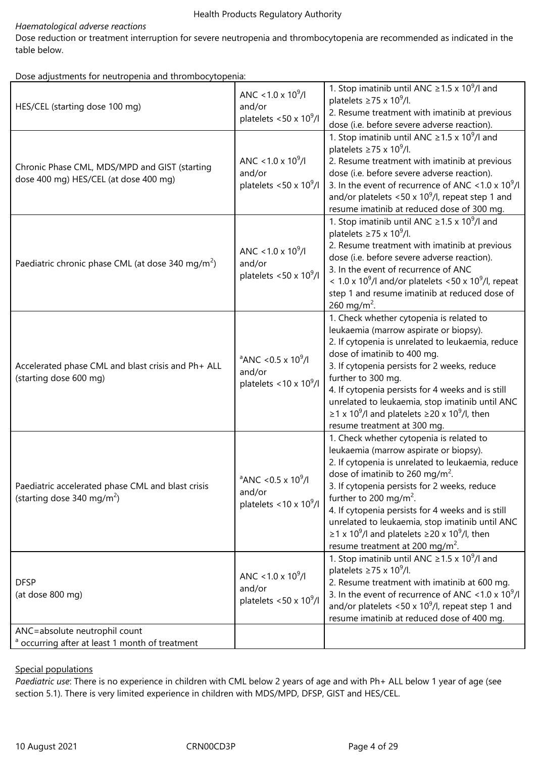*Haematological adverse reactions*

Dose reduction or treatment interruption for severe neutropenia and thrombocytopenia are recommended as indicated in the table below.

Dose adjustments for neutropenia and thrombocytopenia:

| | | |
|---|---|---|
| HES/CEL (starting dose 100 mg) | ANC $<1.0 \times 10^9$/l and/or platelets $<50 \times 10^9$/l | 1. Stop imatinib until ANC $\geq 1.5 \times 10^9$/l and platelets $\geq 75 \times 10^9$/l.<br>2. Resume treatment with imatinib at previous dose (i.e. before severe adverse reaction). |
| Chronic Phase CML, MDS/MPD and GIST (starting dose 400 mg) HES/CEL (at dose 400 mg) | ANC $<1.0 \times 10^9$/l and/or platelets $<50 \times 10^9$/l | 1. Stop imatinib until ANC $\geq 1.5 \times 10^9$/l and platelets $\geq 75 \times 10^9$/l.<br>2. Resume treatment with imatinib at previous dose (i.e. before severe adverse reaction).<br>3. In the event of recurrence of ANC $<1.0 \times 10^9$/l and/or platelets $<50 \times 10^9$/l, repeat step 1 and resume imatinib at reduced dose of 300 mg. |
| Paediatric chronic phase CML (at dose 340 mg/m$^2$) | ANC $<1.0 \times 10^9$/l and/or platelets $<50 \times 10^9$/l | 1. Stop imatinib until ANC $\geq 1.5 \times 10^9$/l and platelets $\geq 75 \times 10^9$/l.<br>2. Resume treatment with imatinib at previous dose (i.e. before severe adverse reaction).<br>3. In the event of recurrence of ANC $< 1.0 \times 10^9$/l and/or platelets $<50 \times 10^9$/l, repeat step 1 and resume imatinib at reduced dose of 260 mg/m$^2$. |
| Accelerated phase CML and blast crisis and Ph+ ALL (starting dose 600 mg) | [a]ANC $<0.5 \times 10^9$/l and/or platelets $<10 \times 10^9$/l | 1. Check whether cytopenia is related to leukaemia (marrow aspirate or biopsy).<br>2. If cytopenia is unrelated to leukaemia, reduce dose of imatinib to 400 mg.<br>3. If cytopenia persists for 2 weeks, reduce further to 300 mg.<br>4. If cytopenia persists for 4 weeks and is still unrelated to leukaemia, stop imatinib until ANC $\geq 1 \times 10^9$/l and platelets $\geq 20 \times 10^9$/l, then resume treatment at 300 mg. |
| Paediatric accelerated phase CML and blast crisis (starting dose 340 mg/m$^2$) | [a]ANC $<0.5 \times 10^9$/l and/or platelets $<10 \times 10^9$/l | 1. Check whether cytopenia is related to leukaemia (marrow aspirate or biopsy).<br>2. If cytopenia is unrelated to leukaemia, reduce dose of imatinib to 260 mg/m$^2$.<br>3. If cytopenia persists for 2 weeks, reduce further to 200 mg/m$^2$.<br>4. If cytopenia persists for 4 weeks and is still unrelated to leukaemia, stop imatinib until ANC $\geq 1 \times 10^9$/l and platelets $\geq 20 \times 10^9$/l, then resume treatment at 200 mg/m$^2$. |
| DFSP (at dose 800 mg) | ANC $<1.0 \times 10^9$/l and/or platelets $<50 \times 10^9$/l | 1. Stop imatinib until ANC $\geq 1.5 \times 10^9$/l and platelets $\geq 75 \times 10^9$/l.<br>2. Resume treatment with imatinib at 600 mg.<br>3. In the event of recurrence of ANC $<1.0 \times 10^9$/l and/or platelets $<50 \times 10^9$/l, repeat step 1 and resume imatinib at reduced dose of 400 mg. |
| ANC=absolute neutrophil count<br>[a] occurring after at least 1 month of treatment | | |

<u>Special populations</u>

*Paediatric use*: There is no experience in children with CML below 2 years of age and with Ph+ ALL below 1 year of age (see section 5.1). There is very limited experience in children with MDS/MPD, DFSP, GIST and HES/CEL.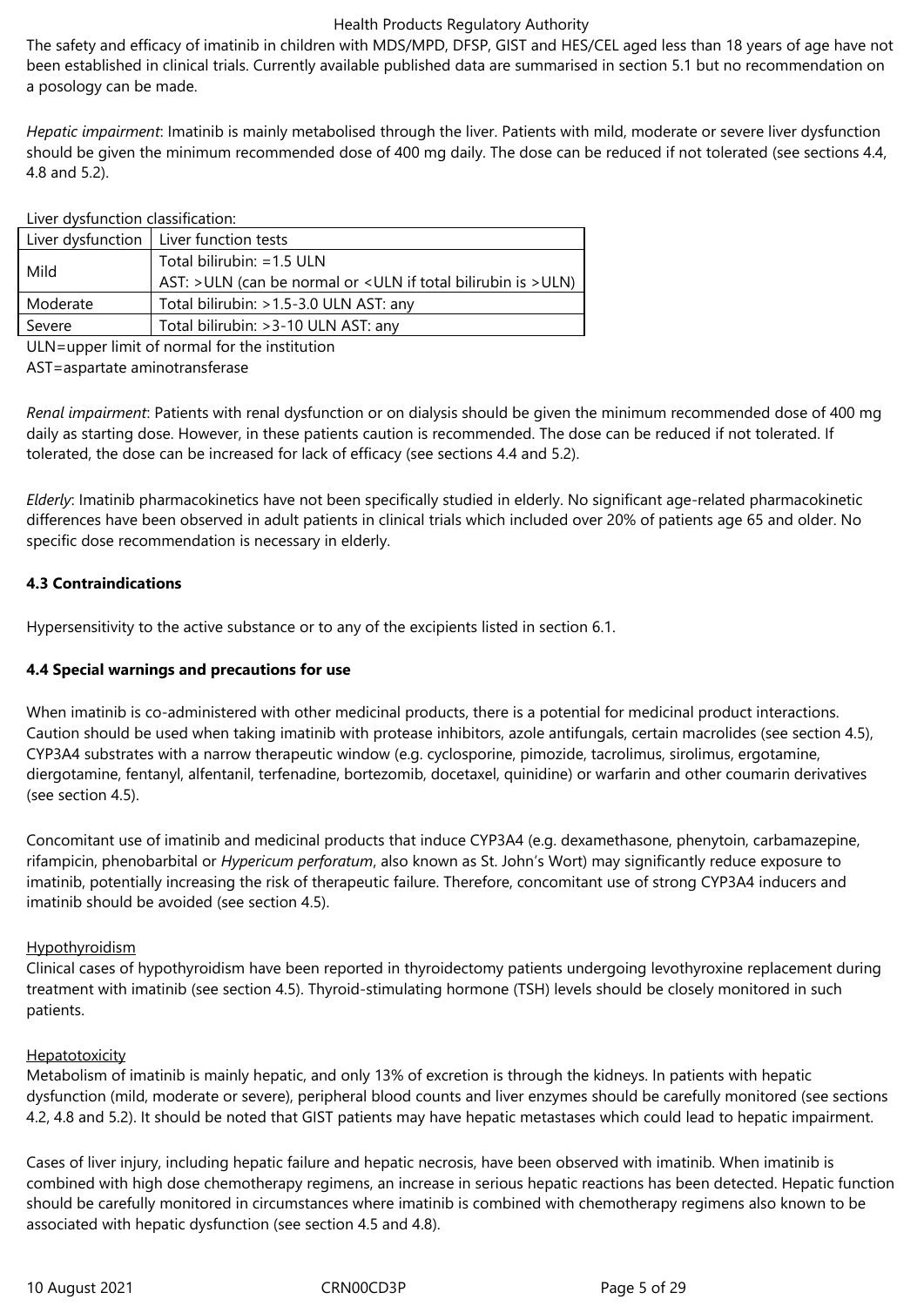The safety and efficacy of imatinib in children with MDS/MPD, DFSP, GIST and HES/CEL aged less than 18 years of age have not been established in clinical trials. Currently available published data are summarised in section 5.1 but no recommendation on a posology can be made.

*Hepatic impairment*: Imatinib is mainly metabolised through the liver. Patients with mild, moderate or severe liver dysfunction should be given the minimum recommended dose of 400 mg daily. The dose can be reduced if not tolerated (see sections 4.4, 4.8 and 5.2).

Liver dysfunction classification:

| Liver dysfunction | Liver function tests |
|---|---|
| Mild | Total bilirubin: =1.5 ULN<br>AST: >ULN (can be normal or <ULN if total bilirubin is >ULN) |
| Moderate | Total bilirubin: >1.5-3.0 ULN AST: any |
| Severe | Total bilirubin: >3-10 ULN AST: any |

ULN=upper limit of normal for the institution
AST=aspartate aminotransferase

*Renal impairment*: Patients with renal dysfunction or on dialysis should be given the minimum recommended dose of 400 mg daily as starting dose. However, in these patients caution is recommended. The dose can be reduced if not tolerated. If tolerated, the dose can be increased for lack of efficacy (see sections 4.4 and 5.2).

*Elderly*: Imatinib pharmacokinetics have not been specifically studied in elderly. No significant age-related pharmacokinetic differences have been observed in adult patients in clinical trials which included over 20% of patients age 65 and older. No specific dose recommendation is necessary in elderly.

**4.3 Contraindications**

Hypersensitivity to the active substance or to any of the excipients listed in section 6.1.

**4.4 Special warnings and precautions for use**

When imatinib is co-administered with other medicinal products, there is a potential for medicinal product interactions. Caution should be used when taking imatinib with protease inhibitors, azole antifungals, certain macrolides (see section 4.5), CYP3A4 substrates with a narrow therapeutic window (e.g. cyclosporine, pimozide, tacrolimus, sirolimus, ergotamine, diergotamine, fentanyl, alfentanil, terfenadine, bortezomib, docetaxel, quinidine) or warfarin and other coumarin derivatives (see section 4.5).

Concomitant use of imatinib and medicinal products that induce CYP3A4 (e.g. dexamethasone, phenytoin, carbamazepine, rifampicin, phenobarbital or *Hypericum perforatum*, also known as St. John's Wort) may significantly reduce exposure to imatinib, potentially increasing the risk of therapeutic failure. Therefore, concomitant use of strong CYP3A4 inducers and imatinib should be avoided (see section 4.5).

Hypothyroidism

Clinical cases of hypothyroidism have been reported in thyroidectomy patients undergoing levothyroxine replacement during treatment with imatinib (see section 4.5). Thyroid-stimulating hormone (TSH) levels should be closely monitored in such patients.

Hepatotoxicity

Metabolism of imatinib is mainly hepatic, and only 13% of excretion is through the kidneys. In patients with hepatic dysfunction (mild, moderate or severe), peripheral blood counts and liver enzymes should be carefully monitored (see sections 4.2, 4.8 and 5.2). It should be noted that GIST patients may have hepatic metastases which could lead to hepatic impairment.

Cases of liver injury, including hepatic failure and hepatic necrosis, have been observed with imatinib. When imatinib is combined with high dose chemotherapy regimens, an increase in serious hepatic reactions has been detected. Hepatic function should be carefully monitored in circumstances where imatinib is combined with chemotherapy regimens also known to be associated with hepatic dysfunction (see section 4.5 and 4.8).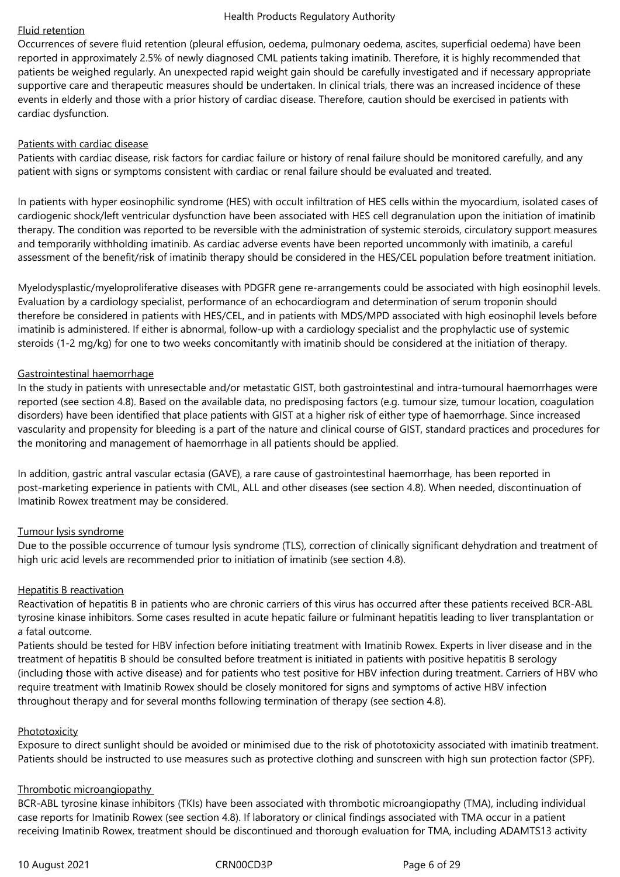Fluid retention

Occurrences of severe fluid retention (pleural effusion, oedema, pulmonary oedema, ascites, superficial oedema) have been reported in approximately 2.5% of newly diagnosed CML patients taking imatinib. Therefore, it is highly recommended that patients be weighed regularly. An unexpected rapid weight gain should be carefully investigated and if necessary appropriate supportive care and therapeutic measures should be undertaken. In clinical trials, there was an increased incidence of these events in elderly and those with a prior history of cardiac disease. Therefore, caution should be exercised in patients with cardiac dysfunction.

Patients with cardiac disease

Patients with cardiac disease, risk factors for cardiac failure or history of renal failure should be monitored carefully, and any patient with signs or symptoms consistent with cardiac or renal failure should be evaluated and treated.

In patients with hyper eosinophilic syndrome (HES) with occult infiltration of HES cells within the myocardium, isolated cases of cardiogenic shock/left ventricular dysfunction have been associated with HES cell degranulation upon the initiation of imatinib therapy. The condition was reported to be reversible with the administration of systemic steroids, circulatory support measures and temporarily withholding imatinib. As cardiac adverse events have been reported uncommonly with imatinib, a careful assessment of the benefit/risk of imatinib therapy should be considered in the HES/CEL population before treatment initiation.

Myelodysplastic/myeloproliferative diseases with PDGFR gene re-arrangements could be associated with high eosinophil levels. Evaluation by a cardiology specialist, performance of an echocardiogram and determination of serum troponin should therefore be considered in patients with HES/CEL, and in patients with MDS/MPD associated with high eosinophil levels before imatinib is administered. If either is abnormal, follow-up with a cardiology specialist and the prophylactic use of systemic steroids (1-2 mg/kg) for one to two weeks concomitantly with imatinib should be considered at the initiation of therapy.

Gastrointestinal haemorrhage

In the study in patients with unresectable and/or metastatic GIST, both gastrointestinal and intra-tumoural haemorrhages were reported (see section 4.8). Based on the available data, no predisposing factors (e.g. tumour size, tumour location, coagulation disorders) have been identified that place patients with GIST at a higher risk of either type of haemorrhage. Since increased vascularity and propensity for bleeding is a part of the nature and clinical course of GIST, standard practices and procedures for the monitoring and management of haemorrhage in all patients should be applied.

In addition, gastric antral vascular ectasia (GAVE), a rare cause of gastrointestinal haemorrhage, has been reported in post-marketing experience in patients with CML, ALL and other diseases (see section 4.8). When needed, discontinuation of Imatinib Rowex treatment may be considered.

Tumour lysis syndrome

Due to the possible occurrence of tumour lysis syndrome (TLS), correction of clinically significant dehydration and treatment of high uric acid levels are recommended prior to initiation of imatinib (see section 4.8).

Hepatitis B reactivation

Reactivation of hepatitis B in patients who are chronic carriers of this virus has occurred after these patients received BCR-ABL tyrosine kinase inhibitors. Some cases resulted in acute hepatic failure or fulminant hepatitis leading to liver transplantation or a fatal outcome.

Patients should be tested for HBV infection before initiating treatment with Imatinib Rowex. Experts in liver disease and in the treatment of hepatitis B should be consulted before treatment is initiated in patients with positive hepatitis B serology (including those with active disease) and for patients who test positive for HBV infection during treatment. Carriers of HBV who require treatment with Imatinib Rowex should be closely monitored for signs and symptoms of active HBV infection throughout therapy and for several months following termination of therapy (see section 4.8).

Phototoxicity

Exposure to direct sunlight should be avoided or minimised due to the risk of phototoxicity associated with imatinib treatment. Patients should be instructed to use measures such as protective clothing and sunscreen with high sun protection factor (SPF).

Thrombotic microangiopathy

BCR-ABL tyrosine kinase inhibitors (TKIs) have been associated with thrombotic microangiopathy (TMA), including individual case reports for Imatinib Rowex (see section 4.8). If laboratory or clinical findings associated with TMA occur in a patient receiving Imatinib Rowex, treatment should be discontinued and thorough evaluation for TMA, including ADAMTS13 activity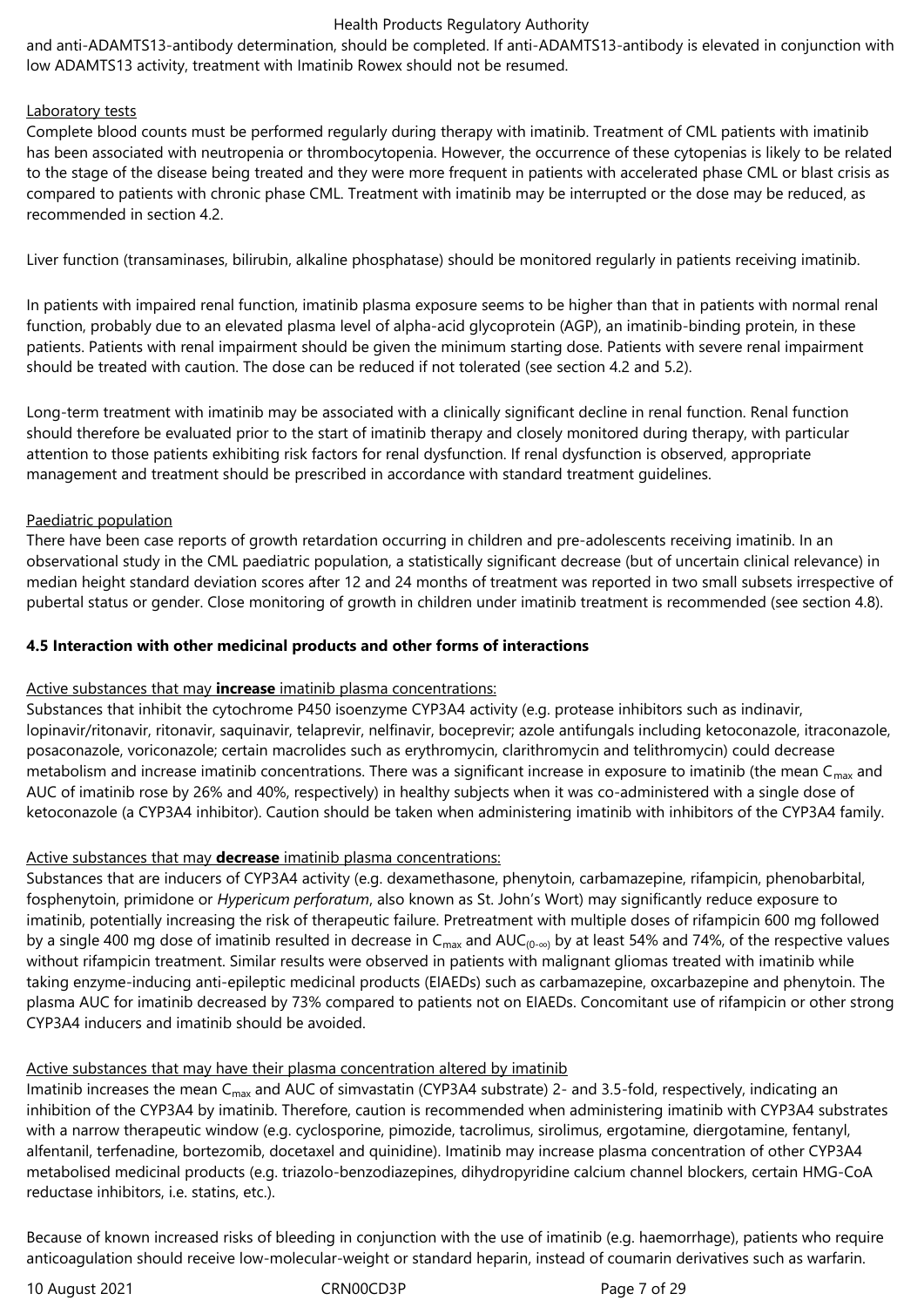and anti-ADAMTS13-antibody determination, should be completed. If anti-ADAMTS13-antibody is elevated in conjunction with low ADAMTS13 activity, treatment with Imatinib Rowex should not be resumed.

Laboratory tests

Complete blood counts must be performed regularly during therapy with imatinib. Treatment of CML patients with imatinib has been associated with neutropenia or thrombocytopenia. However, the occurrence of these cytopenias is likely to be related to the stage of the disease being treated and they were more frequent in patients with accelerated phase CML or blast crisis as compared to patients with chronic phase CML. Treatment with imatinib may be interrupted or the dose may be reduced, as recommended in section 4.2.

Liver function (transaminases, bilirubin, alkaline phosphatase) should be monitored regularly in patients receiving imatinib.

In patients with impaired renal function, imatinib plasma exposure seems to be higher than that in patients with normal renal function, probably due to an elevated plasma level of alpha-acid glycoprotein (AGP), an imatinib-binding protein, in these patients. Patients with renal impairment should be given the minimum starting dose. Patients with severe renal impairment should be treated with caution. The dose can be reduced if not tolerated (see section 4.2 and 5.2).

Long-term treatment with imatinib may be associated with a clinically significant decline in renal function. Renal function should therefore be evaluated prior to the start of imatinib therapy and closely monitored during therapy, with particular attention to those patients exhibiting risk factors for renal dysfunction. If renal dysfunction is observed, appropriate management and treatment should be prescribed in accordance with standard treatment guidelines.

Paediatric population

There have been case reports of growth retardation occurring in children and pre-adolescents receiving imatinib. In an observational study in the CML paediatric population, a statistically significant decrease (but of uncertain clinical relevance) in median height standard deviation scores after 12 and 24 months of treatment was reported in two small subsets irrespective of pubertal status or gender. Close monitoring of growth in children under imatinib treatment is recommended (see section 4.8).

**4.5 Interaction with other medicinal products and other forms of interactions**

Active substances that may **increase** imatinib plasma concentrations:

Substances that inhibit the cytochrome P450 isoenzyme CYP3A4 activity (e.g. protease inhibitors such as indinavir, lopinavir/ritonavir, ritonavir, saquinavir, telaprevir, nelfinavir, boceprevir; azole antifungals including ketoconazole, itraconazole, posaconazole, voriconazole; certain macrolides such as erythromycin, clarithromycin and telithromycin) could decrease metabolism and increase imatinib concentrations. There was a significant increase in exposure to imatinib (the mean $C_{max}$ and AUC of imatinib rose by 26% and 40%, respectively) in healthy subjects when it was co-administered with a single dose of ketoconazole (a CYP3A4 inhibitor). Caution should be taken when administering imatinib with inhibitors of the CYP3A4 family.

Active substances that may **decrease** imatinib plasma concentrations:

Substances that are inducers of CYP3A4 activity (e.g. dexamethasone, phenytoin, carbamazepine, rifampicin, phenobarbital, fosphenytoin, primidone or *Hypericum perforatum*, also known as St. John's Wort) may significantly reduce exposure to imatinib, potentially increasing the risk of therapeutic failure. Pretreatment with multiple doses of rifampicin 600 mg followed by a single 400 mg dose of imatinib resulted in decrease in $C_{max}$ and $AUC_{(0-\infty)}$ by at least 54% and 74%, of the respective values without rifampicin treatment. Similar results were observed in patients with malignant gliomas treated with imatinib while taking enzyme-inducing anti-epileptic medicinal products (EIAEDs) such as carbamazepine, oxcarbazepine and phenytoin. The plasma AUC for imatinib decreased by 73% compared to patients not on EIAEDs. Concomitant use of rifampicin or other strong CYP3A4 inducers and imatinib should be avoided.

Active substances that may have their plasma concentration altered by imatinib

Imatinib increases the mean $C_{max}$ and AUC of simvastatin (CYP3A4 substrate) 2- and 3.5-fold, respectively, indicating an inhibition of the CYP3A4 by imatinib. Therefore, caution is recommended when administering imatinib with CYP3A4 substrates with a narrow therapeutic window (e.g. cyclosporine, pimozide, tacrolimus, sirolimus, ergotamine, diergotamine, fentanyl, alfentanil, terfenadine, bortezomib, docetaxel and quinidine). Imatinib may increase plasma concentration of other CYP3A4 metabolised medicinal products (e.g. triazolo-benzodiazepines, dihydropyridine calcium channel blockers, certain HMG-CoA reductase inhibitors, i.e. statins, etc.).

Because of known increased risks of bleeding in conjunction with the use of imatinib (e.g. haemorrhage), patients who require anticoagulation should receive low-molecular-weight or standard heparin, instead of coumarin derivatives such as warfarin.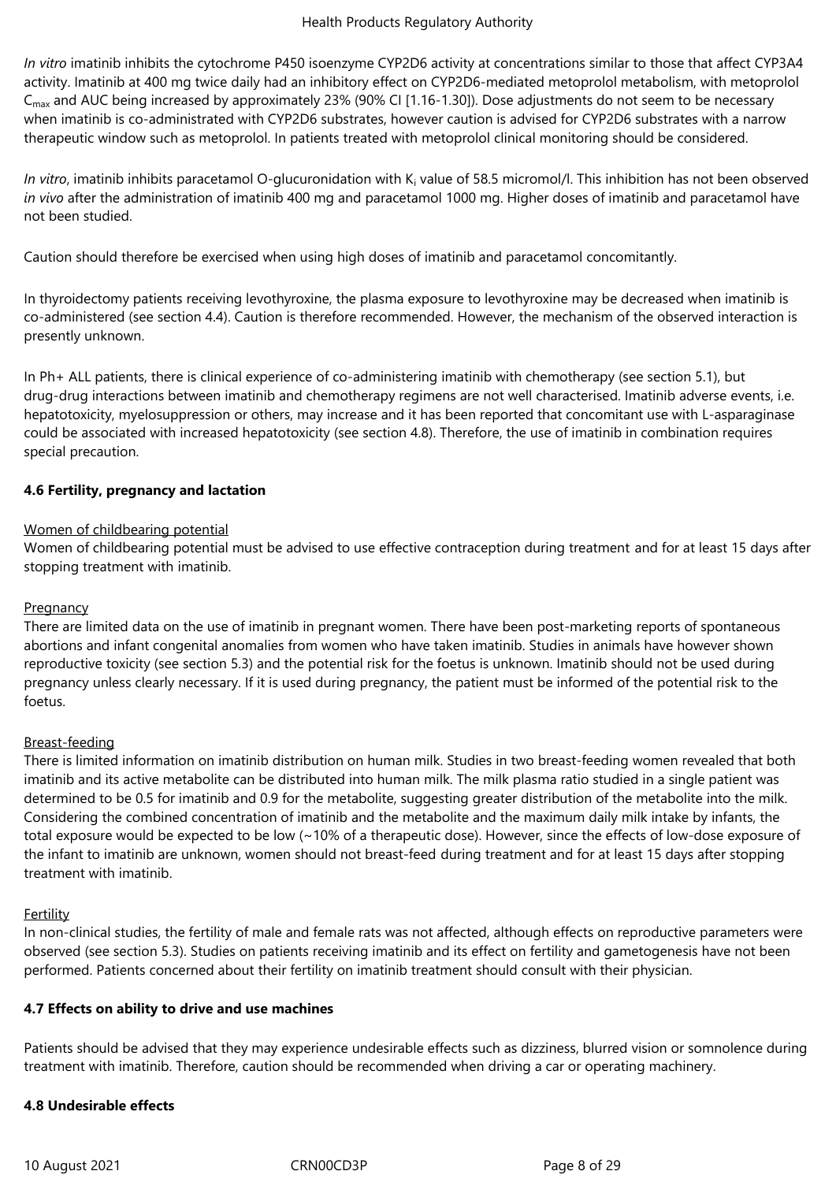*In vitro* imatinib inhibits the cytochrome P450 isoenzyme CYP2D6 activity at concentrations similar to those that affect CYP3A4 activity. Imatinib at 400 mg twice daily had an inhibitory effect on CYP2D6-mediated metoprolol metabolism, with metoprolol $C_{max}$ and AUC being increased by approximately 23% (90% CI [1.16-1.30]). Dose adjustments do not seem to be necessary when imatinib is co-administrated with CYP2D6 substrates, however caution is advised for CYP2D6 substrates with a narrow therapeutic window such as metoprolol. In patients treated with metoprolol clinical monitoring should be considered.

*In vitro*, imatinib inhibits paracetamol O-glucuronidation with $K_i$ value of 58.5 micromol/l. This inhibition has not been observed *in vivo* after the administration of imatinib 400 mg and paracetamol 1000 mg. Higher doses of imatinib and paracetamol have not been studied.

Caution should therefore be exercised when using high doses of imatinib and paracetamol concomitantly.

In thyroidectomy patients receiving levothyroxine, the plasma exposure to levothyroxine may be decreased when imatinib is co-administered (see section 4.4). Caution is therefore recommended. However, the mechanism of the observed interaction is presently unknown.

In Ph+ ALL patients, there is clinical experience of co-administering imatinib with chemotherapy (see section 5.1), but drug-drug interactions between imatinib and chemotherapy regimens are not well characterised. Imatinib adverse events, i.e. hepatotoxicity, myelosuppression or others, may increase and it has been reported that concomitant use with L-asparaginase could be associated with increased hepatotoxicity (see section 4.8). Therefore, the use of imatinib in combination requires special precaution.

**4.6 Fertility, pregnancy and lactation**

Women of childbearing potential

Women of childbearing potential must be advised to use effective contraception during treatment and for at least 15 days after stopping treatment with imatinib.

Pregnancy

There are limited data on the use of imatinib in pregnant women. There have been post-marketing reports of spontaneous abortions and infant congenital anomalies from women who have taken imatinib. Studies in animals have however shown reproductive toxicity (see section 5.3) and the potential risk for the foetus is unknown. Imatinib should not be used during pregnancy unless clearly necessary. If it is used during pregnancy, the patient must be informed of the potential risk to the foetus.

Breast-feeding

There is limited information on imatinib distribution on human milk. Studies in two breast-feeding women revealed that both imatinib and its active metabolite can be distributed into human milk. The milk plasma ratio studied in a single patient was determined to be 0.5 for imatinib and 0.9 for the metabolite, suggesting greater distribution of the metabolite into the milk. Considering the combined concentration of imatinib and the metabolite and the maximum daily milk intake by infants, the total exposure would be expected to be low (~10% of a therapeutic dose). However, since the effects of low-dose exposure of the infant to imatinib are unknown, women should not breast-feed during treatment and for at least 15 days after stopping treatment with imatinib.

Fertility

In non-clinical studies, the fertility of male and female rats was not affected, although effects on reproductive parameters were observed (see section 5.3). Studies on patients receiving imatinib and its effect on fertility and gametogenesis have not been performed. Patients concerned about their fertility on imatinib treatment should consult with their physician.

**4.7 Effects on ability to drive and use machines**

Patients should be advised that they may experience undesirable effects such as dizziness, blurred vision or somnolence during treatment with imatinib. Therefore, caution should be recommended when driving a car or operating machinery.

**4.8 Undesirable effects**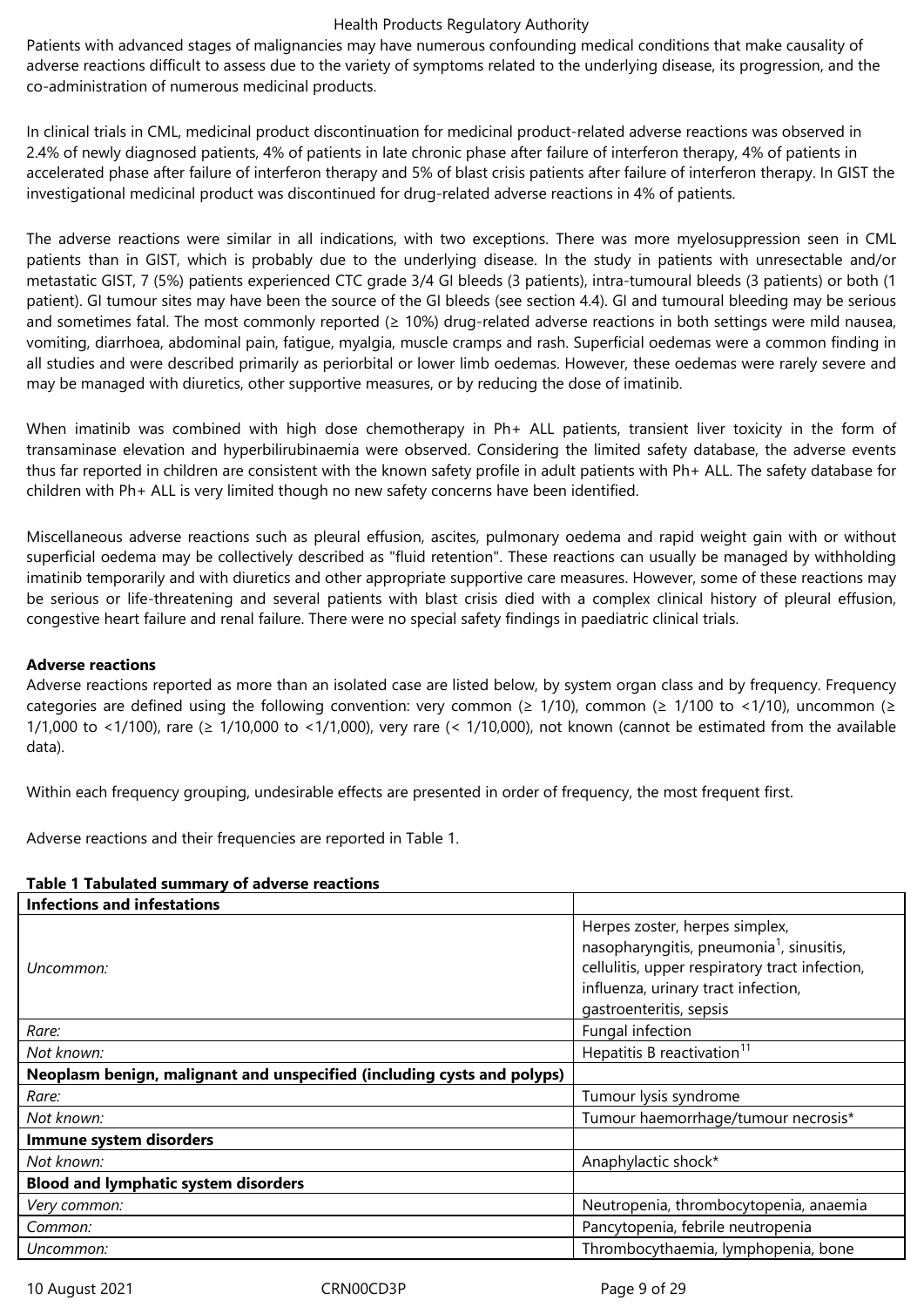Patients with advanced stages of malignancies may have numerous confounding medical conditions that make causality of adverse reactions difficult to assess due to the variety of symptoms related to the underlying disease, its progression, and the co-administration of numerous medicinal products.

In clinical trials in CML, medicinal product discontinuation for medicinal product-related adverse reactions was observed in 2.4% of newly diagnosed patients, 4% of patients in late chronic phase after failure of interferon therapy, 4% of patients in accelerated phase after failure of interferon therapy and 5% of blast crisis patients after failure of interferon therapy. In GIST the investigational medicinal product was discontinued for drug-related adverse reactions in 4% of patients.

The adverse reactions were similar in all indications, with two exceptions. There was more myelosuppression seen in CML patients than in GIST, which is probably due to the underlying disease. In the study in patients with unresectable and/or metastatic GIST, 7 (5%) patients experienced CTC grade 3/4 GI bleeds (3 patients), intra-tumoural bleeds (3 patients) or both (1 patient). GI tumour sites may have been the source of the GI bleeds (see section 4.4). GI and tumoural bleeding may be serious and sometimes fatal. The most commonly reported (≥ 10%) drug-related adverse reactions in both settings were mild nausea, vomiting, diarrhoea, abdominal pain, fatigue, myalgia, muscle cramps and rash. Superficial oedemas were a common finding in all studies and were described primarily as periorbital or lower limb oedemas. However, these oedemas were rarely severe and may be managed with diuretics, other supportive measures, or by reducing the dose of imatinib.

When imatinib was combined with high dose chemotherapy in Ph+ ALL patients, transient liver toxicity in the form of transaminase elevation and hyperbilirubinaemia were observed. Considering the limited safety database, the adverse events thus far reported in children are consistent with the known safety profile in adult patients with Ph+ ALL. The safety database for children with Ph+ ALL is very limited though no new safety concerns have been identified.

Miscellaneous adverse reactions such as pleural effusion, ascites, pulmonary oedema and rapid weight gain with or without superficial oedema may be collectively described as "fluid retention". These reactions can usually be managed by withholding imatinib temporarily and with diuretics and other appropriate supportive care measures. However, some of these reactions may be serious or life-threatening and several patients with blast crisis died with a complex clinical history of pleural effusion, congestive heart failure and renal failure. There were no special safety findings in paediatric clinical trials.

**Adverse reactions**

Adverse reactions reported as more than an isolated case are listed below, by system organ class and by frequency. Frequency categories are defined using the following convention: very common (≥ 1/10), common (≥ 1/100 to <1/10), uncommon (≥ 1/1,000 to <1/100), rare (≥ 1/10,000 to <1/1,000), very rare (< 1/10,000), not known (cannot be estimated from the available data).

Within each frequency grouping, undesirable effects are presented in order of frequency, the most frequent first.

Adverse reactions and their frequencies are reported in Table 1.

**Table 1 Tabulated summary of adverse reactions**

| **Infections and infestations** | |
|---|---|
| *Uncommon:* | Herpes zoster, herpes simplex, nasopharyngitis, pneumonia[1], sinusitis, cellulitis, upper respiratory tract infection, influenza, urinary tract infection, gastroenteritis, sepsis |
| *Rare:* | Fungal infection |
| *Not known:* | Hepatitis B reactivation[11] |
| **Neoplasm benign, malignant and unspecified (including cysts and polyps)** | |
| *Rare:* | Tumour lysis syndrome |
| *Not known:* | Tumour haemorrhage/tumour necrosis* |
| **Immune system disorders** | |
| *Not known:* | Anaphylactic shock* |
| **Blood and lymphatic system disorders** | |
| *Very common:* | Neutropenia, thrombocytopenia, anaemia |
| *Common:* | Pancytopenia, febrile neutropenia |
| *Uncommon:* | Thrombocythaemia, lymphopenia, bone |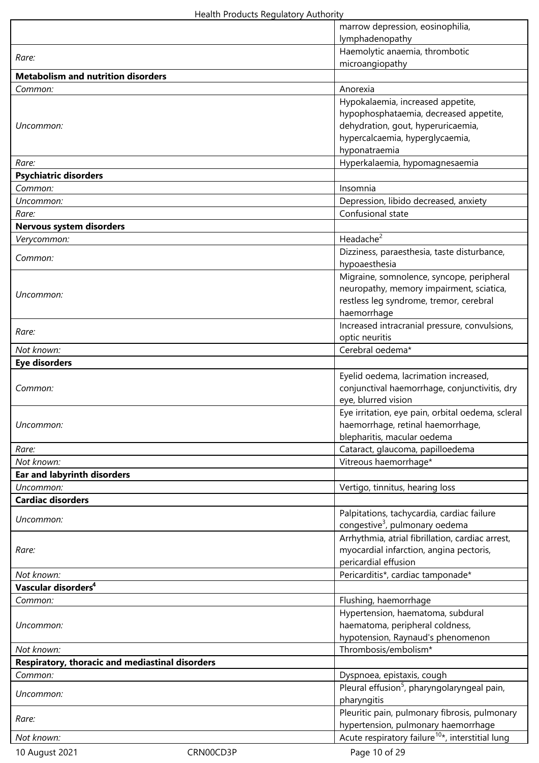| | |
|---|---|
| | marrow depression, eosinophilia, lymphadenopathy |
| *Rare:* | Haemolytic anaemia, thrombotic microangiopathy |
| **Metabolism and nutrition disorders** | |
| *Common:* | Anorexia |
| *Uncommon:* | Hypokalaemia, increased appetite, hypophosphataemia, decreased appetite, dehydration, gout, hyperuricaemia, hypercalcaemia, hyperglycaemia, hyponatraemia |
| *Rare:* | Hyperkalaemia, hypomagnesaemia |
| **Psychiatric disorders** | |
| *Common:* | Insomnia |
| *Uncommon:* | Depression, libido decreased, anxiety |
| *Rare:* | Confusional state |
| **Nervous system disorders** | |
| *Verycommon:* | Headache[2] |
| *Common:* | Dizziness, paraesthesia, taste disturbance, hypoaesthesia |
| *Uncommon:* | Migraine, somnolence, syncope, peripheral neuropathy, memory impairment, sciatica, restless leg syndrome, tremor, cerebral haemorrhage |
| *Rare:* | Increased intracranial pressure, convulsions, optic neuritis |
| *Not known:* | Cerebral oedema* |
| **Eye disorders** | |
| *Common:* | Eyelid oedema, lacrimation increased, conjunctival haemorrhage, conjunctivitis, dry eye, blurred vision |
| *Uncommon:* | Eye irritation, eye pain, orbital oedema, scleral haemorrhage, retinal haemorrhage, blepharitis, macular oedema |
| *Rare:* | Cataract, glaucoma, papilloedema |
| *Not known:* | Vitreous haemorrhage* |
| **Ear and labyrinth disorders** | |
| *Uncommon:* | Vertigo, tinnitus, hearing loss |
| **Cardiac disorders** | |
| *Uncommon:* | Palpitations, tachycardia, cardiac failure congestive[3], pulmonary oedema |
| *Rare:* | Arrhythmia, atrial fibrillation, cardiac arrest, myocardial infarction, angina pectoris, pericardial effusion |
| *Not known:* | Pericarditis*, cardiac tamponade* |
| **Vascular disorders[4]** | |
| *Common:* | Flushing, haemorrhage |
| *Uncommon:* | Hypertension, haematoma, subdural haematoma, peripheral coldness, hypotension, Raynaud's phenomenon |
| *Not known:* | Thrombosis/embolism* |
| **Respiratory, thoracic and mediastinal disorders** | |
| *Common:* | Dyspnoea, epistaxis, cough |
| *Uncommon:* | Pleural effusion[5], pharyngolaryngeal pain, pharyngitis |
| *Rare:* | Pleuritic pain, pulmonary fibrosis, pulmonary hypertension, pulmonary haemorrhage |
| *Not known:* | Acute respiratory failure[10]*, interstitial lung |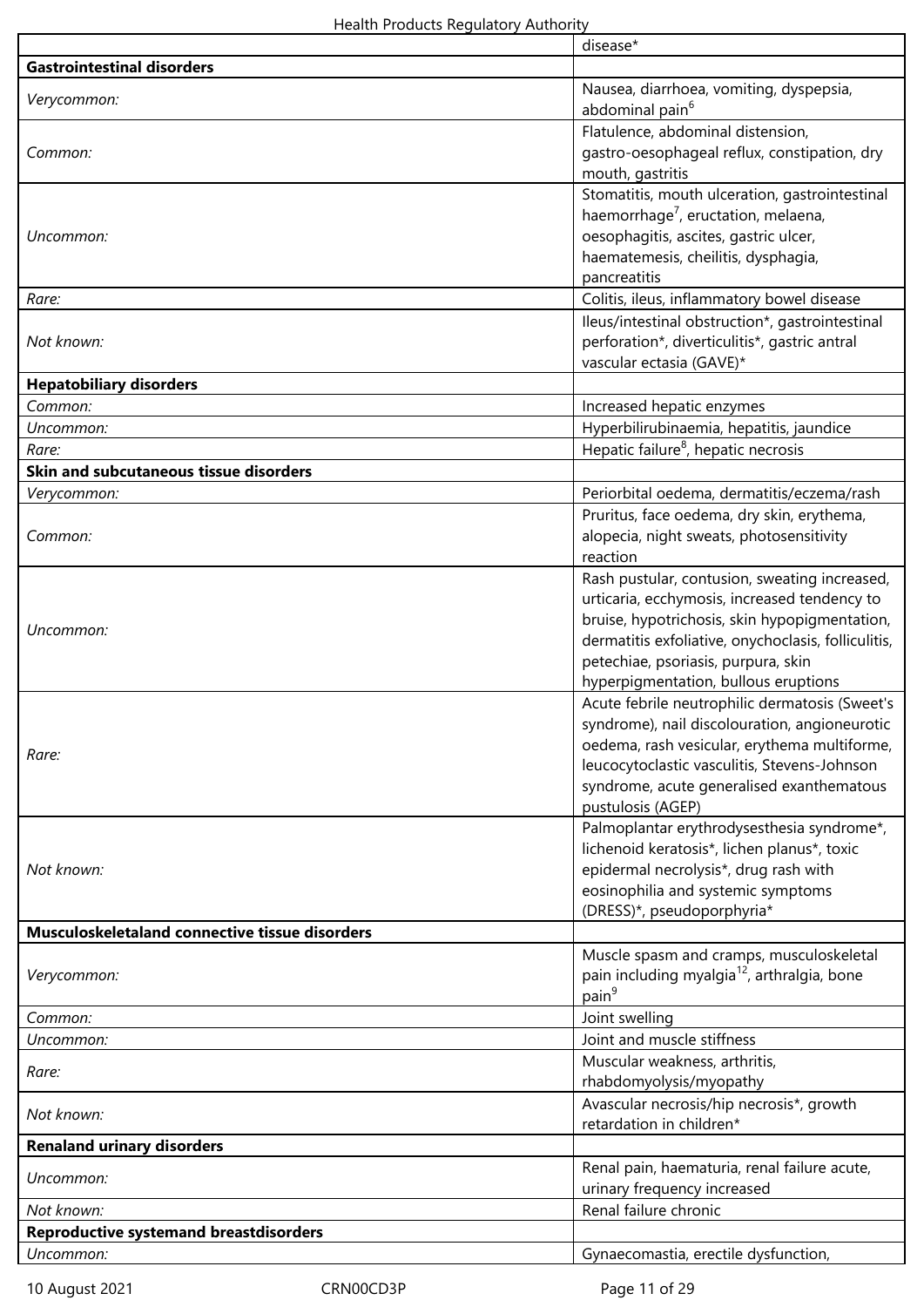| | disease* |
|---|---|
| **Gastrointestinal disorders** | |
| *Verycommon:* | Nausea, diarrhoea, vomiting, dyspepsia, abdominal pain[6] |
| *Common:* | Flatulence, abdominal distension, gastro-oesophageal reflux, constipation, dry mouth, gastritis |
| *Uncommon:* | Stomatitis, mouth ulceration, gastrointestinal haemorrhage[7], eructation, melaena, oesophagitis, ascites, gastric ulcer, haematemesis, cheilitis, dysphagia, pancreatitis |
| *Rare:* | Colitis, ileus, inflammatory bowel disease |
| *Not known:* | Ileus/intestinal obstruction*, gastrointestinal perforation*, diverticulitis*, gastric antral vascular ectasia (GAVE)* |
| **Hepatobiliary disorders** | |
| *Common:* | Increased hepatic enzymes |
| *Uncommon:* | Hyperbilirubinaemia, hepatitis, jaundice |
| *Rare:* | Hepatic failure[8], hepatic necrosis |
| **Skin and subcutaneous tissue disorders** | |
| *Verycommon:* | Periorbital oedema, dermatitis/eczema/rash |
| *Common:* | Pruritus, face oedema, dry skin, erythema, alopecia, night sweats, photosensitivity reaction |
| *Uncommon:* | Rash pustular, contusion, sweating increased, urticaria, ecchymosis, increased tendency to bruise, hypotrichosis, skin hypopigmentation, dermatitis exfoliative, onychoclasis, folliculitis, petechiae, psoriasis, purpura, skin hyperpigmentation, bullous eruptions |
| *Rare:* | Acute febrile neutrophilic dermatosis (Sweet's syndrome), nail discolouration, angioneurotic oedema, rash vesicular, erythema multiforme, leucocytoclastic vasculitis, Stevens-Johnson syndrome, acute generalised exanthematous pustulosis (AGEP) |
| *Not known:* | Palmoplantar erythrodysesthesia syndrome*, lichenoid keratosis*, lichen planus*, toxic epidermal necrolysis*, drug rash with eosinophilia and systemic symptoms (DRESS)*, pseudoporphyria* |
| **Musculoskeletaland connective tissue disorders** | |
| *Verycommon:* | Muscle spasm and cramps, musculoskeletal pain including myalgia[12], arthralgia, bone pain[9] |
| *Common:* | Joint swelling |
| *Uncommon:* | Joint and muscle stiffness |
| *Rare:* | Muscular weakness, arthritis, rhabdomyolysis/myopathy |
| *Not known:* | Avascular necrosis/hip necrosis*, growth retardation in children* |
| **Renaland urinary disorders** | |
| *Uncommon:* | Renal pain, haematuria, renal failure acute, urinary frequency increased |
| *Not known:* | Renal failure chronic |
| **Reproductive systemand breastdisorders** | |
| *Uncommon:* | Gynaecomastia, erectile dysfunction, |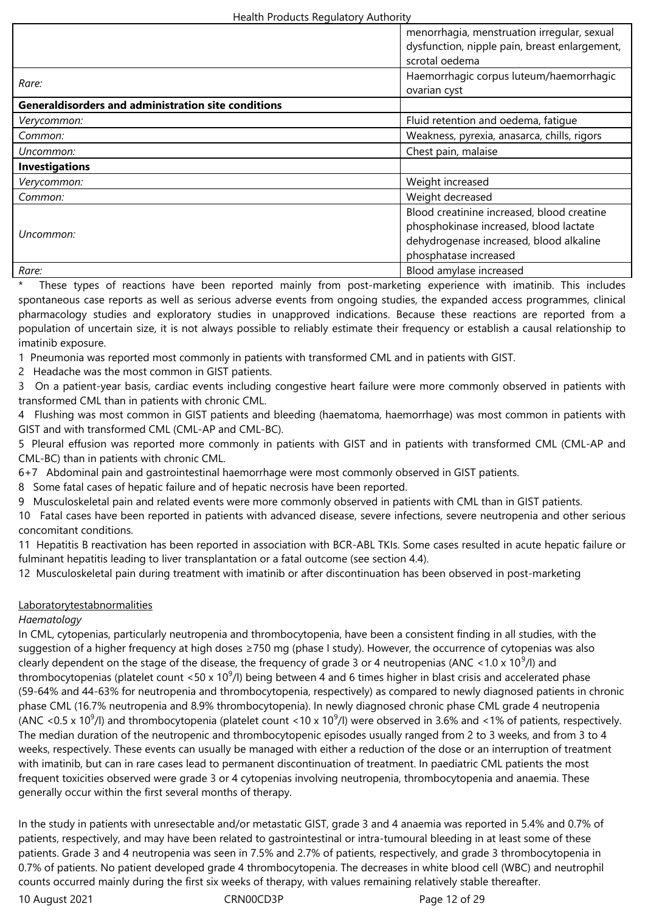| | |
|---|---|
| | menorrhagia, menstruation irregular, sexual dysfunction, nipple pain, breast enlargement, scrotal oedema |
| *Rare:* | Haemorrhagic corpus luteum/haemorrhagic ovarian cyst |
| **Generaldisorders and administration site conditions** | |
| *Verycommon:* | Fluid retention and oedema, fatigue |
| *Common:* | Weakness, pyrexia, anasarca, chills, rigors |
| *Uncommon:* | Chest pain, malaise |
| **Investigations** | |
| *Verycommon:* | Weight increased |
| *Common:* | Weight decreased |
| *Uncommon:* | Blood creatinine increased, blood creatine phosphokinase increased, blood lactate dehydrogenase increased, blood alkaline phosphatase increased |
| *Rare:* | Blood amylase increased |

\* These types of reactions have been reported mainly from post-marketing experience with imatinib. This includes spontaneous case reports as well as serious adverse events from ongoing studies, the expanded access programmes, clinical pharmacology studies and exploratory studies in unapproved indications. Because these reactions are reported from a population of uncertain size, it is not always possible to reliably estimate their frequency or establish a causal relationship to imatinib exposure.

1 Pneumonia was reported most commonly in patients with transformed CML and in patients with GIST.

2 Headache was the most common in GIST patients.

3 On a patient-year basis, cardiac events including congestive heart failure were more commonly observed in patients with transformed CML than in patients with chronic CML.

4 Flushing was most common in GIST patients and bleeding (haematoma, haemorrhage) was most common in patients with GIST and with transformed CML (CML-AP and CML-BC).

5 Pleural effusion was reported more commonly in patients with GIST and in patients with transformed CML (CML-AP and CML-BC) than in patients with chronic CML.

6+7 Abdominal pain and gastrointestinal haemorrhage were most commonly observed in GIST patients.

8 Some fatal cases of hepatic failure and of hepatic necrosis have been reported.

9 Musculoskeletal pain and related events were more commonly observed in patients with CML than in GIST patients.

10 Fatal cases have been reported in patients with advanced disease, severe infections, severe neutropenia and other serious concomitant conditions.

11 Hepatitis B reactivation has been reported in association with BCR-ABL TKIs. Some cases resulted in acute hepatic failure or fulminant hepatitis leading to liver transplantation or a fatal outcome (see section 4.4).

12 Musculoskeletal pain during treatment with imatinib or after discontinuation has been observed in post-marketing

<u>Laboratorytestabnormalities</u>

*Haematology*

In CML, cytopenias, particularly neutropenia and thrombocytopenia, have been a consistent finding in all studies, with the suggestion of a higher frequency at high doses ≥750 mg (phase I study). However, the occurrence of cytopenias was also clearly dependent on the stage of the disease, the frequency of grade 3 or 4 neutropenias (ANC <1.0 x $10^9$/l) and thrombocytopenias (platelet count <50 x $10^9$/l) being between 4 and 6 times higher in blast crisis and accelerated phase (59-64% and 44-63% for neutropenia and thrombocytopenia, respectively) as compared to newly diagnosed patients in chronic phase CML (16.7% neutropenia and 8.9% thrombocytopenia). In newly diagnosed chronic phase CML grade 4 neutropenia (ANC <0.5 x $10^9$/l) and thrombocytopenia (platelet count <10 x $10^9$/l) were observed in 3.6% and <1% of patients, respectively. The median duration of the neutropenic and thrombocytopenic episodes usually ranged from 2 to 3 weeks, and from 3 to 4 weeks, respectively. These events can usually be managed with either a reduction of the dose or an interruption of treatment with imatinib, but can in rare cases lead to permanent discontinuation of treatment. In paediatric CML patients the most frequent toxicities observed were grade 3 or 4 cytopenias involving neutropenia, thrombocytopenia and anaemia. These generally occur within the first several months of therapy.

In the study in patients with unresectable and/or metastatic GIST, grade 3 and 4 anaemia was reported in 5.4% and 0.7% of patients, respectively, and may have been related to gastrointestinal or intra-tumoural bleeding in at least some of these patients. Grade 3 and 4 neutropenia was seen in 7.5% and 2.7% of patients, respectively, and grade 3 thrombocytopenia in 0.7% of patients. No patient developed grade 4 thrombocytopenia. The decreases in white blood cell (WBC) and neutrophil counts occurred mainly during the first six weeks of therapy, with values remaining relatively stable thereafter.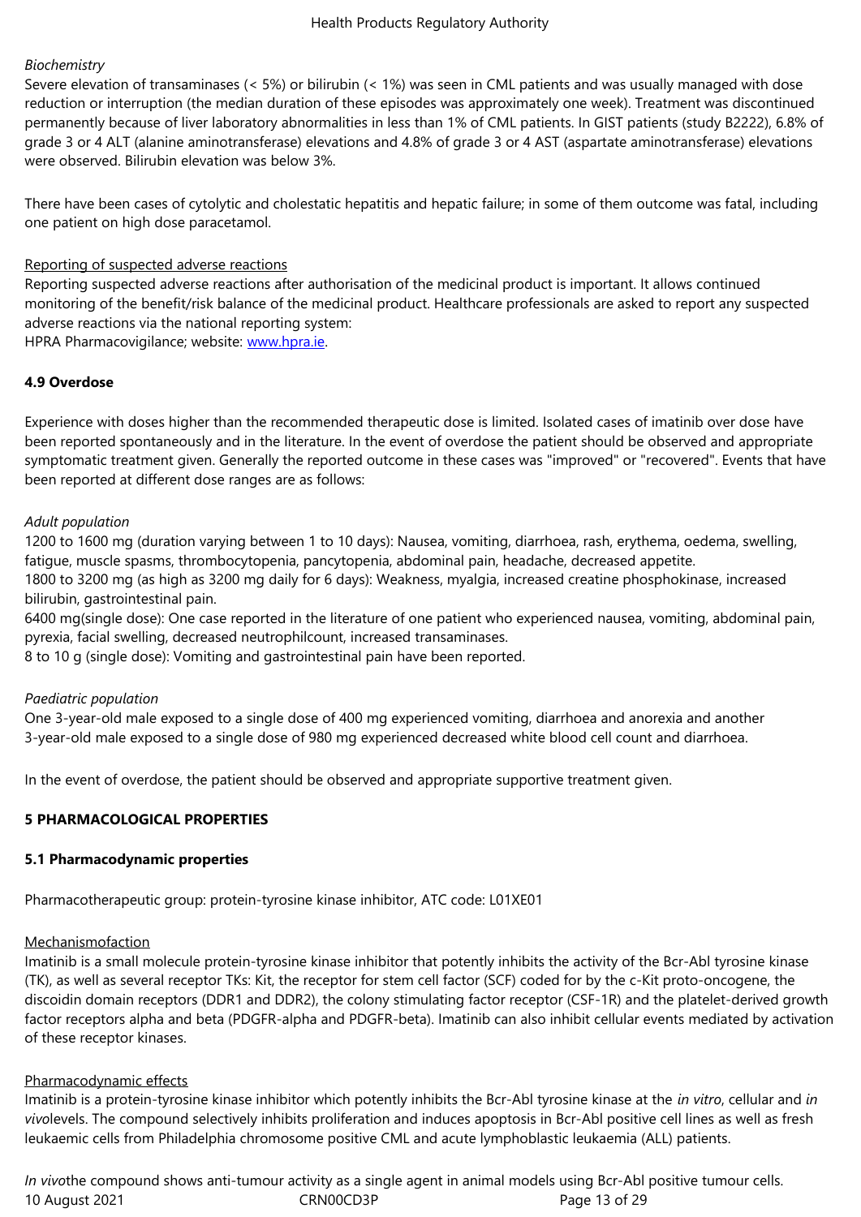*Biochemistry*

Severe elevation of transaminases (< 5%) or bilirubin (< 1%) was seen in CML patients and was usually managed with dose reduction or interruption (the median duration of these episodes was approximately one week). Treatment was discontinued permanently because of liver laboratory abnormalities in less than 1% of CML patients. In GIST patients (study B2222), 6.8% of grade 3 or 4 ALT (alanine aminotransferase) elevations and 4.8% of grade 3 or 4 AST (aspartate aminotransferase) elevations were observed. Bilirubin elevation was below 3%.

There have been cases of cytolytic and cholestatic hepatitis and hepatic failure; in some of them outcome was fatal, including one patient on high dose paracetamol.

Reporting of suspected adverse reactions

Reporting suspected adverse reactions after authorisation of the medicinal product is important. It allows continued monitoring of the benefit/risk balance of the medicinal product. Healthcare professionals are asked to report any suspected adverse reactions via the national reporting system:
HPRA Pharmacovigilance; website: www.hpra.ie.

**4.9 Overdose**

Experience with doses higher than the recommended therapeutic dose is limited. Isolated cases of imatinib over dose have been reported spontaneously and in the literature. In the event of overdose the patient should be observed and appropriate symptomatic treatment given. Generally the reported outcome in these cases was "improved" or "recovered". Events that have been reported at different dose ranges are as follows:

*Adult population*

1200 to 1600 mg (duration varying between 1 to 10 days): Nausea, vomiting, diarrhoea, rash, erythema, oedema, swelling, fatigue, muscle spasms, thrombocytopenia, pancytopenia, abdominal pain, headache, decreased appetite.
1800 to 3200 mg (as high as 3200 mg daily for 6 days): Weakness, myalgia, increased creatine phosphokinase, increased bilirubin, gastrointestinal pain.
6400 mg(single dose): One case reported in the literature of one patient who experienced nausea, vomiting, abdominal pain, pyrexia, facial swelling, decreased neutrophilcount, increased transaminases.
8 to 10 g (single dose): Vomiting and gastrointestinal pain have been reported.

*Paediatric population*

One 3-year-old male exposed to a single dose of 400 mg experienced vomiting, diarrhoea and anorexia and another 3-year-old male exposed to a single dose of 980 mg experienced decreased white blood cell count and diarrhoea.

In the event of overdose, the patient should be observed and appropriate supportive treatment given.

**5 PHARMACOLOGICAL PROPERTIES**

**5.1 Pharmacodynamic properties**

Pharmacotherapeutic group: protein-tyrosine kinase inhibitor, ATC code: L01XE01

Mechanismofaction

Imatinib is a small molecule protein-tyrosine kinase inhibitor that potently inhibits the activity of the Bcr-Abl tyrosine kinase (TK), as well as several receptor TKs: Kit, the receptor for stem cell factor (SCF) coded for by the c-Kit proto-oncogene, the discoidin domain receptors (DDR1 and DDR2), the colony stimulating factor receptor (CSF-1R) and the platelet-derived growth factor receptors alpha and beta (PDGFR-alpha and PDGFR-beta). Imatinib can also inhibit cellular events mediated by activation of these receptor kinases.

Pharmacodynamic effects

Imatinib is a protein-tyrosine kinase inhibitor which potently inhibits the Bcr-Abl tyrosine kinase at the *in vitro*, cellular and *in vivo*levels. The compound selectively inhibits proliferation and induces apoptosis in Bcr-Abl positive cell lines as well as fresh leukaemic cells from Philadelphia chromosome positive CML and acute lymphoblastic leukaemia (ALL) patients.

*In vivo*the compound shows anti-tumour activity as a single agent in animal models using Bcr-Abl positive tumour cells.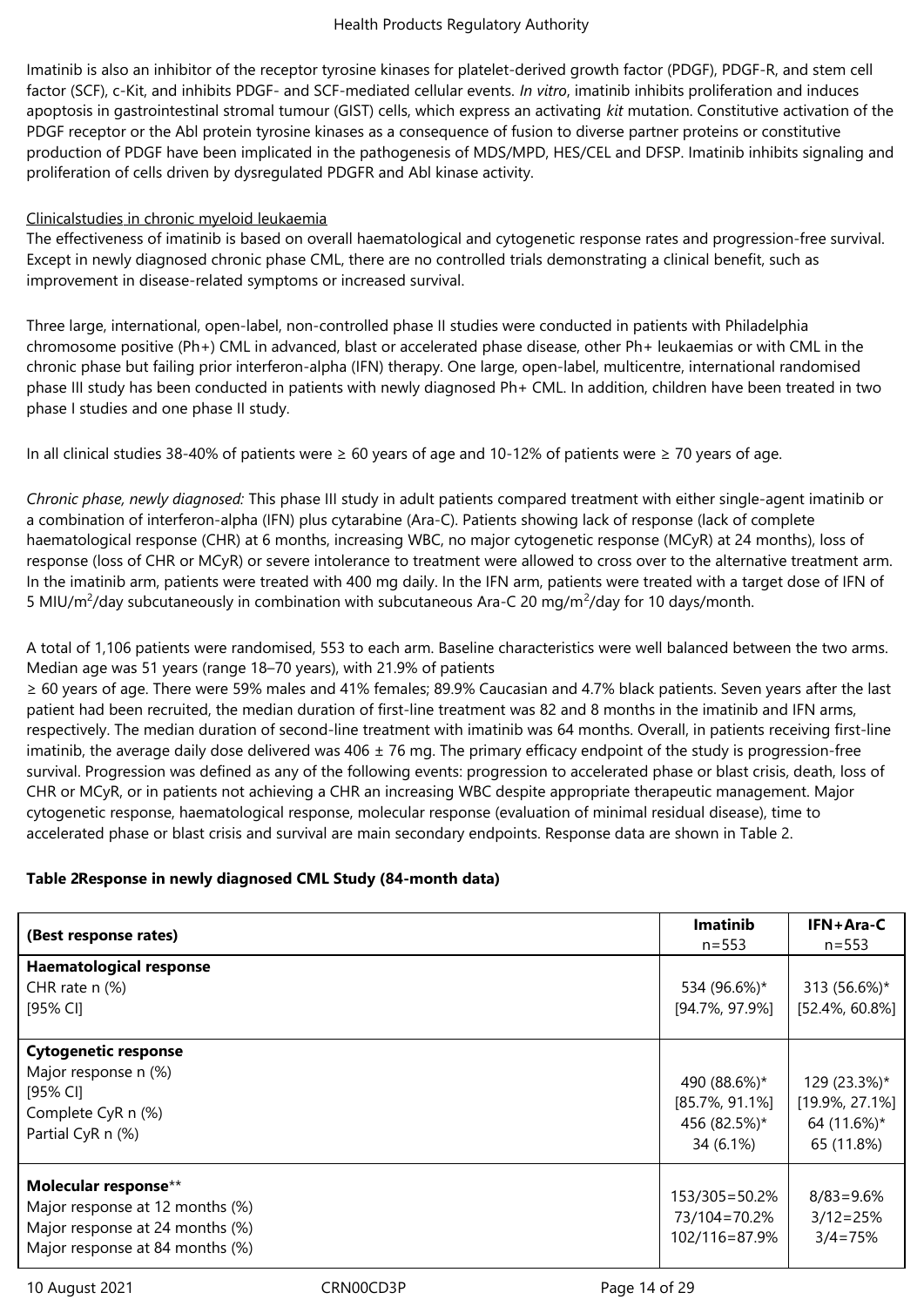Imatinib is also an inhibitor of the receptor tyrosine kinases for platelet-derived growth factor (PDGF), PDGF-R, and stem cell factor (SCF), c-Kit, and inhibits PDGF- and SCF-mediated cellular events. *In vitro*, imatinib inhibits proliferation and induces apoptosis in gastrointestinal stromal tumour (GIST) cells, which express an activating *kit* mutation. Constitutive activation of the PDGF receptor or the Abl protein tyrosine kinases as a consequence of fusion to diverse partner proteins or constitutive production of PDGF have been implicated in the pathogenesis of MDS/MPD, HES/CEL and DFSP. Imatinib inhibits signaling and proliferation of cells driven by dysregulated PDGFR and Abl kinase activity.

Clinicalstudies in chronic myeloid leukaemia

The effectiveness of imatinib is based on overall haematological and cytogenetic response rates and progression-free survival. Except in newly diagnosed chronic phase CML, there are no controlled trials demonstrating a clinical benefit, such as improvement in disease-related symptoms or increased survival.

Three large, international, open-label, non-controlled phase II studies were conducted in patients with Philadelphia chromosome positive (Ph+) CML in advanced, blast or accelerated phase disease, other Ph+ leukaemias or with CML in the chronic phase but failing prior interferon-alpha (IFN) therapy. One large, open-label, multicentre, international randomised phase III study has been conducted in patients with newly diagnosed Ph+ CML. In addition, children have been treated in two phase I studies and one phase II study.

In all clinical studies 38-40% of patients were ≥ 60 years of age and 10-12% of patients were ≥ 70 years of age.

*Chronic phase, newly diagnosed:* This phase III study in adult patients compared treatment with either single-agent imatinib or a combination of interferon-alpha (IFN) plus cytarabine (Ara-C). Patients showing lack of response (lack of complete haematological response (CHR) at 6 months, increasing WBC, no major cytogenetic response (MCyR) at 24 months), loss of response (loss of CHR or MCyR) or severe intolerance to treatment were allowed to cross over to the alternative treatment arm. In the imatinib arm, patients were treated with 400 mg daily. In the IFN arm, patients were treated with a target dose of IFN of 5 MIU/m$^2$/day subcutaneously in combination with subcutaneous Ara-C 20 mg/m$^2$/day for 10 days/month.

A total of 1,106 patients were randomised, 553 to each arm. Baseline characteristics were well balanced between the two arms. Median age was 51 years (range 18–70 years), with 21.9% of patients ≥ 60 years of age. There were 59% males and 41% females; 89.9% Caucasian and 4.7% black patients. Seven years after the last patient had been recruited, the median duration of first-line treatment was 82 and 8 months in the imatinib and IFN arms, respectively. The median duration of second-line treatment with imatinib was 64 months. Overall, in patients receiving first-line imatinib, the average daily dose delivered was 406 ± 76 mg. The primary efficacy endpoint of the study is progression-free survival. Progression was defined as any of the following events: progression to accelerated phase or blast crisis, death, loss of CHR or MCyR, or in patients not achieving a CHR an increasing WBC despite appropriate therapeutic management. Major cytogenetic response, haematological response, molecular response (evaluation of minimal residual disease), time to accelerated phase or blast crisis and survival are main secondary endpoints. Response data are shown in Table 2.

**Table 2Response in newly diagnosed CML Study (84-month data)**

| (Best response rates) | Imatinib n=553 | IFN+Ara-C n=553 |
|---|---|---|
| **Haematological response** | | |
| CHR rate n (%) | 534 (96.6%)* | 313 (56.6%)* |
| [95% CI] | [94.7%, 97.9%] | [52.4%, 60.8%] |
| **Cytogenetic response** | | |
| Major response n (%) | 490 (88.6%)* | 129 (23.3%)* |
| [95% CI] | [85.7%, 91.1%] | [19.9%, 27.1%] |
| Complete CyR n (%) | 456 (82.5%)* | 64 (11.6%)* |
| Partial CyR n (%) | 34 (6.1%) | 65 (11.8%) |
| **Molecular response**** | | |
| Major response at 12 months (%) | 153/305=50.2% | 8/83=9.6% |
| Major response at 24 months (%) | 73/104=70.2% | 3/12=25% |
| Major response at 84 months (%) | 102/116=87.9% | 3/4=75% |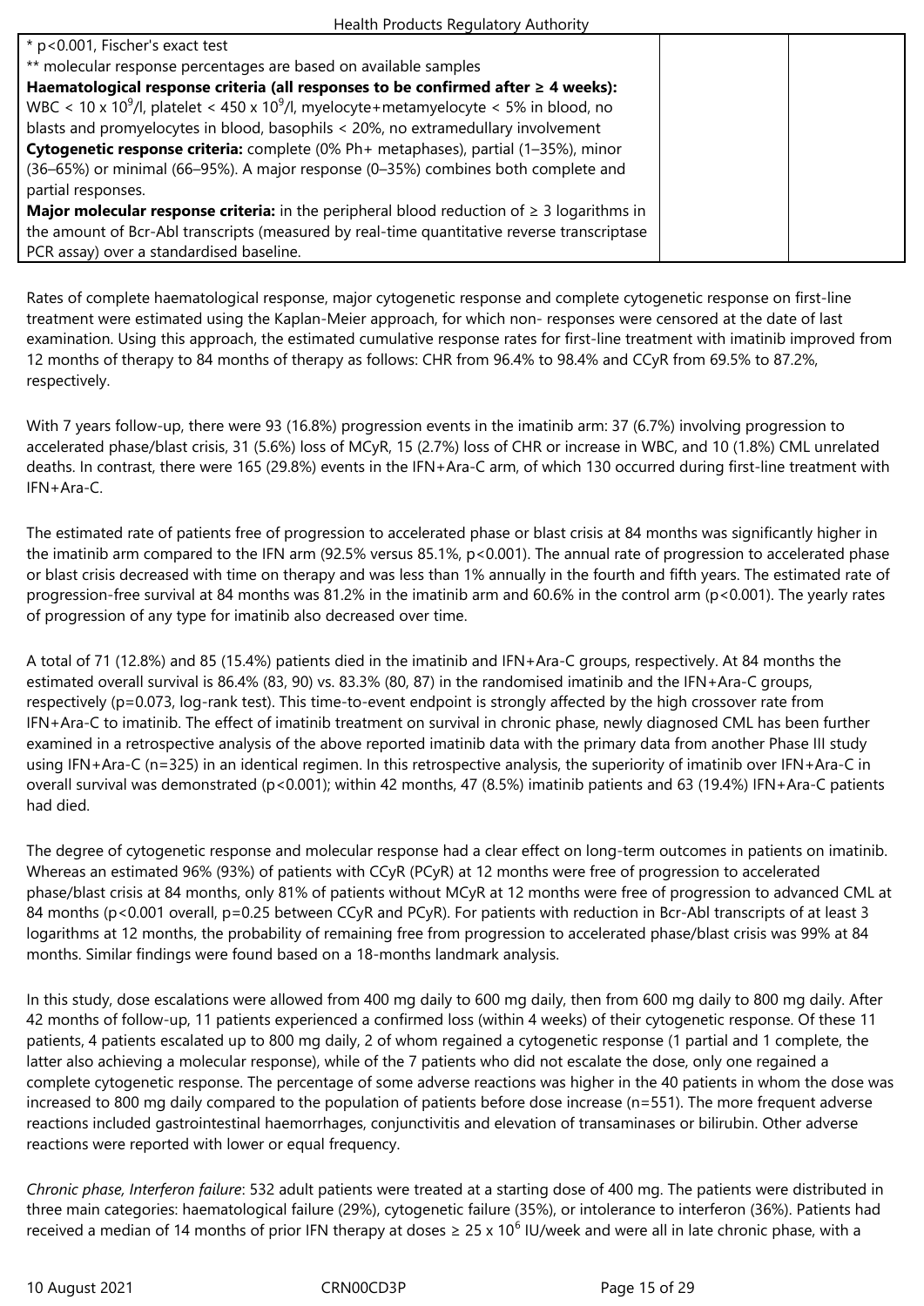| * p<0.001, Fischer's exact test<br>** molecular response percentages are based on available samples<br>**Haematological response criteria (all responses to be confirmed after ≥ 4 weeks):** WBC < 10 x $10^9$/l, platelet < 450 x $10^9$/l, myelocyte+metamyelocyte < 5% in blood, no blasts and promyelocytes in blood, basophils < 20%, no extramedullary involvement<br>**Cytogenetic response criteria:** complete (0% Ph+ metaphases), partial (1–35%), minor (36–65%) or minimal (66–95%). A major response (0–35%) combines both complete and partial responses.<br>**Major molecular response criteria:** in the peripheral blood reduction of ≥ 3 logarithms in the amount of Bcr-Abl transcripts (measured by real-time quantitative reverse transcriptase PCR assay) over a standardised baseline. | | |
|---|---|---|

Rates of complete haematological response, major cytogenetic response and complete cytogenetic response on first-line treatment were estimated using the Kaplan-Meier approach, for which non- responses were censored at the date of last examination. Using this approach, the estimated cumulative response rates for first-line treatment with imatinib improved from 12 months of therapy to 84 months of therapy as follows: CHR from 96.4% to 98.4% and CCyR from 69.5% to 87.2%, respectively.

With 7 years follow-up, there were 93 (16.8%) progression events in the imatinib arm: 37 (6.7%) involving progression to accelerated phase/blast crisis, 31 (5.6%) loss of MCyR, 15 (2.7%) loss of CHR or increase in WBC, and 10 (1.8%) CML unrelated deaths. In contrast, there were 165 (29.8%) events in the IFN+Ara-C arm, of which 130 occurred during first-line treatment with IFN+Ara-C.

The estimated rate of patients free of progression to accelerated phase or blast crisis at 84 months was significantly higher in the imatinib arm compared to the IFN arm (92.5% versus 85.1%, p<0.001). The annual rate of progression to accelerated phase or blast crisis decreased with time on therapy and was less than 1% annually in the fourth and fifth years. The estimated rate of progression-free survival at 84 months was 81.2% in the imatinib arm and 60.6% in the control arm (p<0.001). The yearly rates of progression of any type for imatinib also decreased over time.

A total of 71 (12.8%) and 85 (15.4%) patients died in the imatinib and IFN+Ara-C groups, respectively. At 84 months the estimated overall survival is 86.4% (83, 90) vs. 83.3% (80, 87) in the randomised imatinib and the IFN+Ara-C groups, respectively (p=0.073, log-rank test). This time-to-event endpoint is strongly affected by the high crossover rate from IFN+Ara-C to imatinib. The effect of imatinib treatment on survival in chronic phase, newly diagnosed CML has been further examined in a retrospective analysis of the above reported imatinib data with the primary data from another Phase III study using IFN+Ara-C (n=325) in an identical regimen. In this retrospective analysis, the superiority of imatinib over IFN+Ara-C in overall survival was demonstrated (p<0.001); within 42 months, 47 (8.5%) imatinib patients and 63 (19.4%) IFN+Ara-C patients had died.

The degree of cytogenetic response and molecular response had a clear effect on long-term outcomes in patients on imatinib. Whereas an estimated 96% (93%) of patients with CCyR (PCyR) at 12 months were free of progression to accelerated phase/blast crisis at 84 months, only 81% of patients without MCyR at 12 months were free of progression to advanced CML at 84 months (p<0.001 overall, p=0.25 between CCyR and PCyR). For patients with reduction in Bcr-Abl transcripts of at least 3 logarithms at 12 months, the probability of remaining free from progression to accelerated phase/blast crisis was 99% at 84 months. Similar findings were found based on a 18-months landmark analysis.

In this study, dose escalations were allowed from 400 mg daily to 600 mg daily, then from 600 mg daily to 800 mg daily. After 42 months of follow-up, 11 patients experienced a confirmed loss (within 4 weeks) of their cytogenetic response. Of these 11 patients, 4 patients escalated up to 800 mg daily, 2 of whom regained a cytogenetic response (1 partial and 1 complete, the latter also achieving a molecular response), while of the 7 patients who did not escalate the dose, only one regained a complete cytogenetic response. The percentage of some adverse reactions was higher in the 40 patients in whom the dose was increased to 800 mg daily compared to the population of patients before dose increase (n=551). The more frequent adverse reactions included gastrointestinal haemorrhages, conjunctivitis and elevation of transaminases or bilirubin. Other adverse reactions were reported with lower or equal frequency.

*Chronic phase, Interferon failure*: 532 adult patients were treated at a starting dose of 400 mg. The patients were distributed in three main categories: haematological failure (29%), cytogenetic failure (35%), or intolerance to interferon (36%). Patients had received a median of 14 months of prior IFN therapy at doses ≥ 25 x $10^6$ IU/week and were all in late chronic phase, with a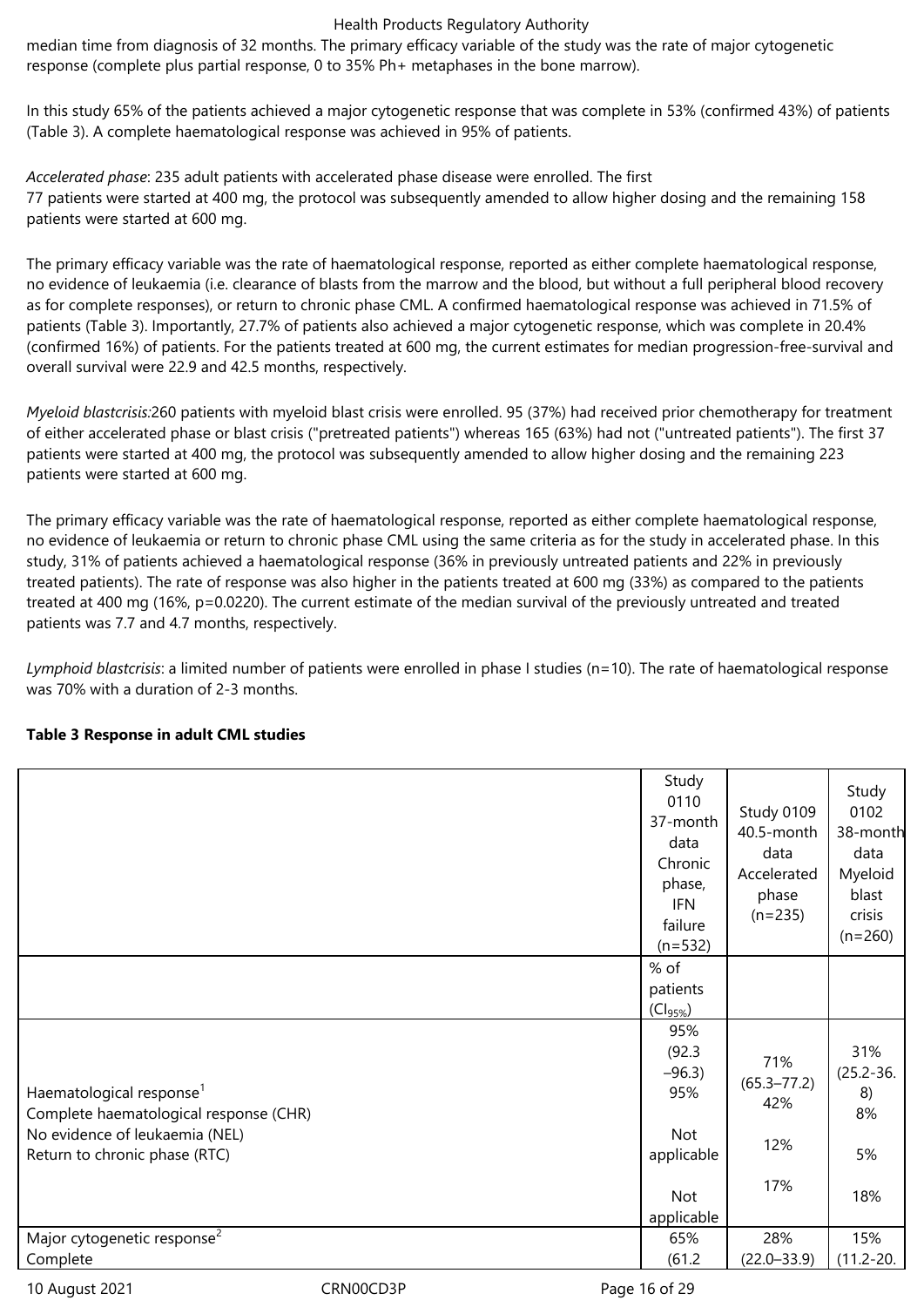median time from diagnosis of 32 months. The primary efficacy variable of the study was the rate of major cytogenetic response (complete plus partial response, 0 to 35% Ph+ metaphases in the bone marrow).

In this study 65% of the patients achieved a major cytogenetic response that was complete in 53% (confirmed 43%) of patients (Table 3). A complete haematological response was achieved in 95% of patients.

*Accelerated phase*: 235 adult patients with accelerated phase disease were enrolled. The first 77 patients were started at 400 mg, the protocol was subsequently amended to allow higher dosing and the remaining 158 patients were started at 600 mg.

The primary efficacy variable was the rate of haematological response, reported as either complete haematological response, no evidence of leukaemia (i.e. clearance of blasts from the marrow and the blood, but without a full peripheral blood recovery as for complete responses), or return to chronic phase CML. A confirmed haematological response was achieved in 71.5% of patients (Table 3). Importantly, 27.7% of patients also achieved a major cytogenetic response, which was complete in 20.4% (confirmed 16%) of patients. For the patients treated at 600 mg, the current estimates for median progression-free-survival and overall survival were 22.9 and 42.5 months, respectively.

*Myeloid blastcrisis:*260 patients with myeloid blast crisis were enrolled. 95 (37%) had received prior chemotherapy for treatment of either accelerated phase or blast crisis ("pretreated patients") whereas 165 (63%) had not ("untreated patients"). The first 37 patients were started at 400 mg, the protocol was subsequently amended to allow higher dosing and the remaining 223 patients were started at 600 mg.

The primary efficacy variable was the rate of haematological response, reported as either complete haematological response, no evidence of leukaemia or return to chronic phase CML using the same criteria as for the study in accelerated phase. In this study, 31% of patients achieved a haematological response (36% in previously untreated patients and 22% in previously treated patients). The rate of response was also higher in the patients treated at 600 mg (33%) as compared to the patients treated at 400 mg (16%, p=0.0220). The current estimate of the median survival of the previously untreated and treated patients was 7.7 and 4.7 months, respectively.

*Lymphoid blastcrisis*: a limited number of patients were enrolled in phase I studies (n=10). The rate of haematological response was 70% with a duration of 2-3 months.

**Table 3 Response in adult CML studies**

| | Study 0110 37-month data Chronic phase, IFN failure (n=532) | Study 0109 40.5-month data Accelerated phase (n=235) | Study 0102 38-month data Myeloid blast crisis (n=260) |
|---|---|---|---|
| | % of patients ($CI_{95\%}$) | | |
| Haematological response[1] | 95% (92.3–96.3) | 71% (65.3–77.2) | 31% (25.2-36.8) |
| Complete haematological response (CHR) | 95% | 42% | 8% |
| No evidence of leukaemia (NEL) | Not applicable | 12% | 5% |
| Return to chronic phase (RTC) | Not applicable | 17% | 18% |
| Major cytogenetic response[2] | 65% (61.2 | 28% (22.0–33.9) | 15% (11.2-20. |
| Complete | | | |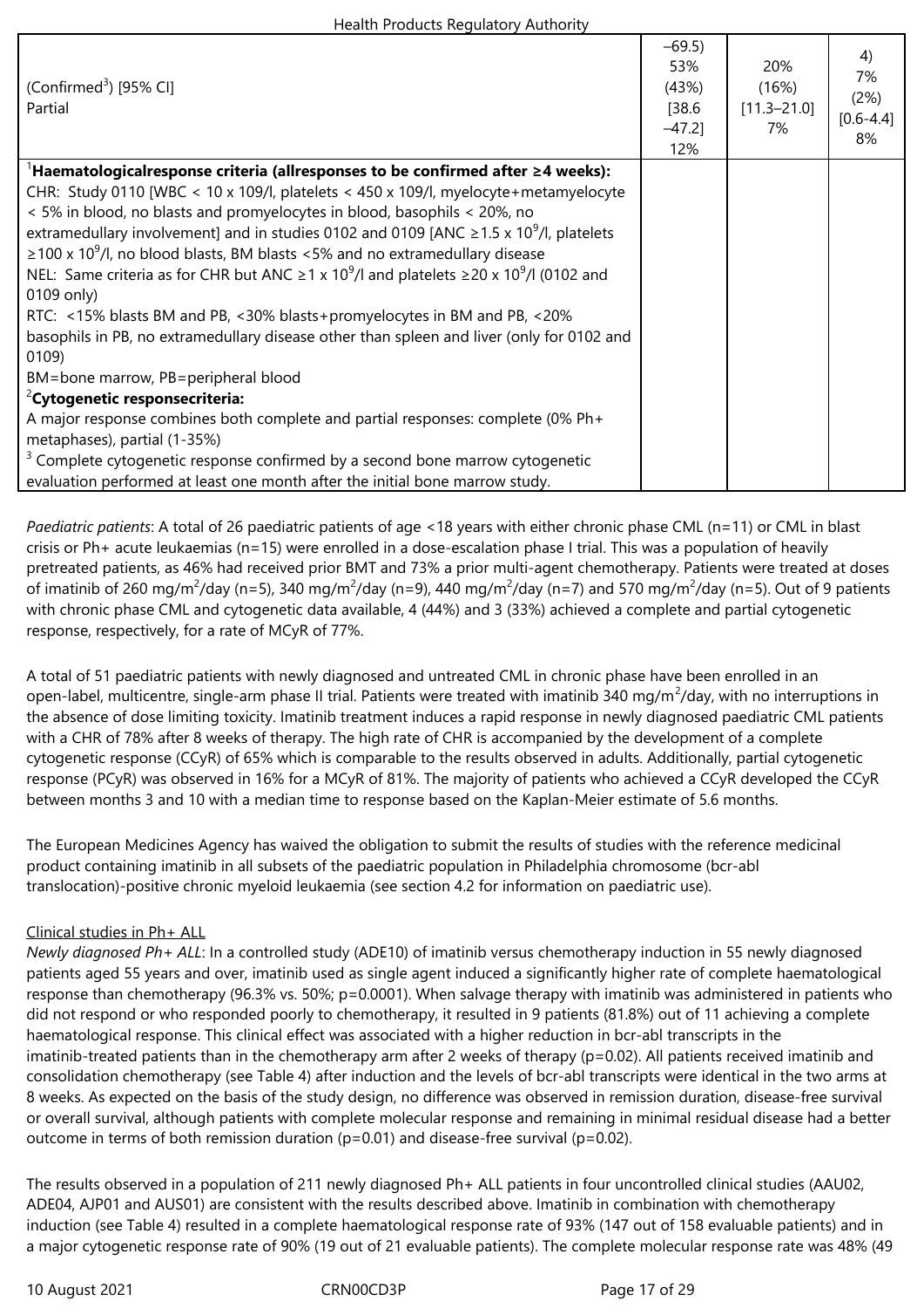| | | | |
|---|---|---|---|
| (Confirmed[3]) [95% CI]<br>Partial | –69.5)<br>53%<br>(43%)<br>[38.6<br>–47.2]<br>12% | 20%<br>(16%)<br>[11.3–21.0]<br>7% | 4)<br>7%<br>(2%)<br>[0.6-4.4]<br>8% |
| [1]**Haematologicalresponse criteria (allresponses to be confirmed after ≥4 weeks):**<br>CHR: Study 0110 [WBC < 10 x 109/l, platelets < 450 x 109/l, myelocyte+metamyelocyte < 5% in blood, no blasts and promyelocytes in blood, basophils < 20%, no extramedullary involvement] and in studies 0102 and 0109 [ANC ≥1.5 x $10^9$/l, platelets ≥100 x $10^9$/l, no blood blasts, BM blasts <5% and no extramedullary disease<br>NEL: Same criteria as for CHR but ANC ≥1 x $10^9$/l and platelets ≥20 x $10^9$/l (0102 and 0109 only)<br>RTC: <15% blasts BM and PB, <30% blasts+promyelocytes in BM and PB, <20% basophils in PB, no extramedullary disease other than spleen and liver (only for 0102 and 0109)<br>BM=bone marrow, PB=peripheral blood<br>[2]**Cytogenetic responsecriteria:**<br>A major response combines both complete and partial responses: complete (0% Ph+ metaphases), partial (1-35%)<br>[3] Complete cytogenetic response confirmed by a second bone marrow cytogenetic evaluation performed at least one month after the initial bone marrow study. | | | |

*Paediatric patients*: A total of 26 paediatric patients of age <18 years with either chronic phase CML (n=11) or CML in blast crisis or Ph+ acute leukaemias (n=15) were enrolled in a dose-escalation phase I trial. This was a population of heavily pretreated patients, as 46% had received prior BMT and 73% a prior multi-agent chemotherapy. Patients were treated at doses of imatinib of 260 mg/$m^2$/day (n=5), 340 mg/$m^2$/day (n=9), 440 mg/$m^2$/day (n=7) and 570 mg/$m^2$/day (n=5). Out of 9 patients with chronic phase CML and cytogenetic data available, 4 (44%) and 3 (33%) achieved a complete and partial cytogenetic response, respectively, for a rate of MCyR of 77%.

A total of 51 paediatric patients with newly diagnosed and untreated CML in chronic phase have been enrolled in an open-label, multicentre, single-arm phase II trial. Patients were treated with imatinib 340 mg/$m^2$/day, with no interruptions in the absence of dose limiting toxicity. Imatinib treatment induces a rapid response in newly diagnosed paediatric CML patients with a CHR of 78% after 8 weeks of therapy. The high rate of CHR is accompanied by the development of a complete cytogenetic response (CCyR) of 65% which is comparable to the results observed in adults. Additionally, partial cytogenetic response (PCyR) was observed in 16% for a MCyR of 81%. The majority of patients who achieved a CCyR developed the CCyR between months 3 and 10 with a median time to response based on the Kaplan-Meier estimate of 5.6 months.

The European Medicines Agency has waived the obligation to submit the results of studies with the reference medicinal product containing imatinib in all subsets of the paediatric population in Philadelphia chromosome (bcr-abl translocation)-positive chronic myeloid leukaemia (see section 4.2 for information on paediatric use).

Clinical studies in Ph+ ALL

*Newly diagnosed Ph+ ALL*: In a controlled study (ADE10) of imatinib versus chemotherapy induction in 55 newly diagnosed patients aged 55 years and over, imatinib used as single agent induced a significantly higher rate of complete haematological response than chemotherapy (96.3% vs. 50%; p=0.0001). When salvage therapy with imatinib was administered in patients who did not respond or who responded poorly to chemotherapy, it resulted in 9 patients (81.8%) out of 11 achieving a complete haematological response. This clinical effect was associated with a higher reduction in bcr-abl transcripts in the imatinib-treated patients than in the chemotherapy arm after 2 weeks of therapy (p=0.02). All patients received imatinib and consolidation chemotherapy (see Table 4) after induction and the levels of bcr-abl transcripts were identical in the two arms at 8 weeks. As expected on the basis of the study design, no difference was observed in remission duration, disease-free survival or overall survival, although patients with complete molecular response and remaining in minimal residual disease had a better outcome in terms of both remission duration (p=0.01) and disease-free survival (p=0.02).

The results observed in a population of 211 newly diagnosed Ph+ ALL patients in four uncontrolled clinical studies (AAU02, ADE04, AJP01 and AUS01) are consistent with the results described above. Imatinib in combination with chemotherapy induction (see Table 4) resulted in a complete haematological response rate of 93% (147 out of 158 evaluable patients) and in a major cytogenetic response rate of 90% (19 out of 21 evaluable patients). The complete molecular response rate was 48% (49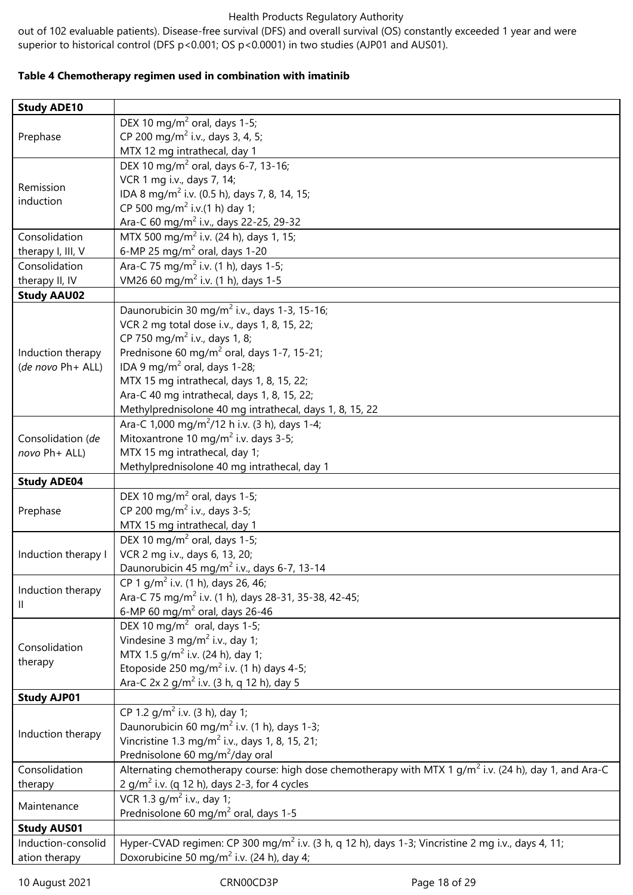out of 102 evaluable patients). Disease-free survival (DFS) and overall survival (OS) constantly exceeded 1 year and were superior to historical control (DFS $p<0.001$; OS $p<0.0001$) in two studies (AJP01 and AUS01).

**Table 4 Chemotherapy regimen used in combination with imatinib**

| **Study ADE10** | |
|---|---|
| Prephase | DEX 10 mg/m$^2$ oral, days 1-5;<br>CP 200 mg/m$^2$ i.v., days 3, 4, 5;<br>MTX 12 mg intrathecal, day 1 |
| Remission induction | DEX 10 mg/m$^2$ oral, days 6-7, 13-16;<br>VCR 1 mg i.v., days 7, 14;<br>IDA 8 mg/m$^2$ i.v. (0.5 h), days 7, 8, 14, 15;<br>CP 500 mg/m$^2$ i.v.(1 h) day 1;<br>Ara-C 60 mg/m$^2$ i.v., days 22-25, 29-32 |
| Consolidation therapy I, III, V | MTX 500 mg/m$^2$ i.v. (24 h), days 1, 15;<br>6-MP 25 mg/m$^2$ oral, days 1-20 |
| Consolidation therapy II, IV | Ara-C 75 mg/m$^2$ i.v. (1 h), days 1-5;<br>VM26 60 mg/m$^2$ i.v. (1 h), days 1-5 |
| **Study AAU02** | |
| Induction therapy (*de novo* Ph+ ALL) | Daunorubicin 30 mg/m$^2$ i.v., days 1-3, 15-16;<br>VCR 2 mg total dose i.v., days 1, 8, 15, 22;<br>CP 750 mg/m$^2$ i.v., days 1, 8;<br>Prednisone 60 mg/m$^2$ oral, days 1-7, 15-21;<br>IDA 9 mg/m$^2$ oral, days 1-28;<br>MTX 15 mg intrathecal, days 1, 8, 15, 22;<br>Ara-C 40 mg intrathecal, days 1, 8, 15, 22;<br>Methylprednisolone 40 mg intrathecal, days 1, 8, 15, 22 |
| Consolidation (*de novo* Ph+ ALL) | Ara-C 1,000 mg/m$^2$/12 h i.v. (3 h), days 1-4;<br>Mitoxantrone 10 mg/m$^2$ i.v. days 3-5;<br>MTX 15 mg intrathecal, day 1;<br>Methylprednisolone 40 mg intrathecal, day 1 |
| **Study ADE04** | |
| Prephase | DEX 10 mg/m$^2$ oral, days 1-5;<br>CP 200 mg/m$^2$ i.v., days 3-5;<br>MTX 15 mg intrathecal, day 1 |
| Induction therapy I | DEX 10 mg/m$^2$ oral, days 1-5;<br>VCR 2 mg i.v., days 6, 13, 20;<br>Daunorubicin 45 mg/m$^2$ i.v., days 6-7, 13-14 |
| Induction therapy II | CP 1 g/m$^2$ i.v. (1 h), days 26, 46;<br>Ara-C 75 mg/m$^2$ i.v. (1 h), days 28-31, 35-38, 42-45;<br>6-MP 60 mg/m$^2$ oral, days 26-46 |
| Consolidation therapy | DEX 10 mg/m$^2$ oral, days 1-5;<br>Vindesine 3 mg/m$^2$ i.v., day 1;<br>MTX 1.5 g/m$^2$ i.v. (24 h), day 1;<br>Etoposide 250 mg/m$^2$ i.v. (1 h) days 4-5;<br>Ara-C 2x 2 g/m$^2$ i.v. (3 h, q 12 h), day 5 |
| **Study AJP01** | |
| Induction therapy | CP 1.2 g/m$^2$ i.v. (3 h), day 1;<br>Daunorubicin 60 mg/m$^2$ i.v. (1 h), days 1-3;<br>Vincristine 1.3 mg/m$^2$ i.v., days 1, 8, 15, 21;<br>Prednisolone 60 mg/m$^2$/day oral |
| Consolidation therapy | Alternating chemotherapy course: high dose chemotherapy with MTX 1 g/m$^2$ i.v. (24 h), day 1, and Ara-C 2 g/m$^2$ i.v. (q 12 h), days 2-3, for 4 cycles |
| Maintenance | VCR 1.3 g/m$^2$ i.v., day 1;<br>Prednisolone 60 mg/m$^2$ oral, days 1-5 |
| **Study AUS01** | |
| Induction-consolidation therapy | Hyper-CVAD regimen: CP 300 mg/m$^2$ i.v. (3 h, q 12 h), days 1-3; Vincristine 2 mg i.v., days 4, 11;<br>Doxorubicine 50 mg/m$^2$ i.v. (24 h), day 4; |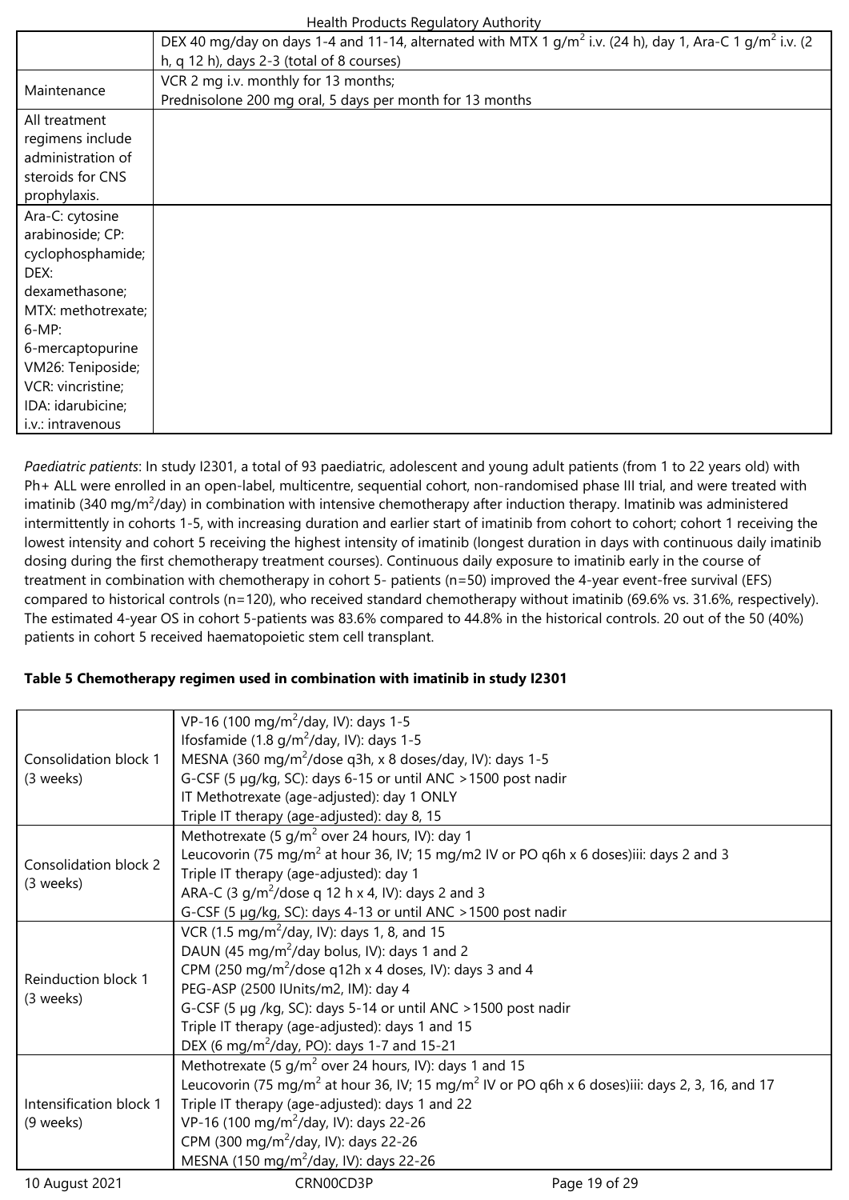| | |
|---|---|
| | DEX 40 mg/day on days 1-4 and 11-14, alternated with MTX 1 g/m$^2$ i.v. (24 h), day 1, Ara-C 1 g/m$^2$ i.v. (2 h, q 12 h), days 2-3 (total of 8 courses) |
| Maintenance | VCR 2 mg i.v. monthly for 13 months; Prednisolone 200 mg oral, 5 days per month for 13 months |
| All treatment regimens include administration of steroids for CNS prophylaxis. | |
| Ara-C: cytosine arabinoside; CP: cyclophosphamide; DEX: dexamethasone; MTX: methotrexate; 6-MP: 6-mercaptopurine VM26: Teniposide; VCR: vincristine; IDA: idarubicine; i.v.: intravenous | |

*Paediatric patients*: In study I2301, a total of 93 paediatric, adolescent and young adult patients (from 1 to 22 years old) with Ph+ ALL were enrolled in an open-label, multicentre, sequential cohort, non-randomised phase III trial, and were treated with imatinib (340 mg/m$^2$/day) in combination with intensive chemotherapy after induction therapy. Imatinib was administered intermittently in cohorts 1-5, with increasing duration and earlier start of imatinib from cohort to cohort; cohort 1 receiving the lowest intensity and cohort 5 receiving the highest intensity of imatinib (longest duration in days with continuous daily imatinib dosing during the first chemotherapy treatment courses). Continuous daily exposure to imatinib early in the course of treatment in combination with chemotherapy in cohort 5- patients (n=50) improved the 4-year event-free survival (EFS) compared to historical controls (n=120), who received standard chemotherapy without imatinib (69.6% vs. 31.6%, respectively). The estimated 4-year OS in cohort 5-patients was 83.6% compared to 44.8% in the historical controls. 20 out of the 50 (40%) patients in cohort 5 received haematopoietic stem cell transplant.

**Table 5 Chemotherapy regimen used in combination with imatinib in study I2301**

| | |
|---|---|
| Consolidation block 1 (3 weeks) | VP-16 (100 mg/m$^2$/day, IV): days 1-5<br>Ifosfamide (1.8 g/m$^2$/day, IV): days 1-5<br>MESNA (360 mg/m$^2$/dose q3h, x 8 doses/day, IV): days 1-5<br>G-CSF (5 μg/kg, SC): days 6-15 or until ANC >1500 post nadir<br>IT Methotrexate (age-adjusted): day 1 ONLY<br>Triple IT therapy (age-adjusted): day 8, 15 |
| Consolidation block 2 (3 weeks) | Methotrexate (5 g/m$^2$ over 24 hours, IV): day 1<br>Leucovorin (75 mg/m$^2$ at hour 36, IV; 15 mg/m2 IV or PO q6h x 6 doses)iii: days 2 and 3<br>Triple IT therapy (age-adjusted): day 1<br>ARA-C (3 g/m$^2$/dose q 12 h x 4, IV): days 2 and 3<br>G-CSF (5 μg/kg, SC): days 4-13 or until ANC >1500 post nadir |
| Reinduction block 1 (3 weeks) | VCR (1.5 mg/m$^2$/day, IV): days 1, 8, and 15<br>DAUN (45 mg/m$^2$/day bolus, IV): days 1 and 2<br>CPM (250 mg/m$^2$/dose q12h x 4 doses, IV): days 3 and 4<br>PEG-ASP (2500 IUnits/m2, IM): day 4<br>G-CSF (5 μg /kg, SC): days 5-14 or until ANC >1500 post nadir<br>Triple IT therapy (age-adjusted): days 1 and 15<br>DEX (6 mg/m$^2$/day, PO): days 1-7 and 15-21 |
| Intensification block 1 (9 weeks) | Methotrexate (5 g/m$^2$ over 24 hours, IV): days 1 and 15<br>Leucovorin (75 mg/m$^2$ at hour 36, IV; 15 mg/m$^2$ IV or PO q6h x 6 doses)iii: days 2, 3, 16, and 17<br>Triple IT therapy (age-adjusted): days 1 and 22<br>VP-16 (100 mg/m$^2$/day, IV): days 22-26<br>CPM (300 mg/m$^2$/day, IV): days 22-26<br>MESNA (150 mg/m$^2$/day, IV): days 22-26 |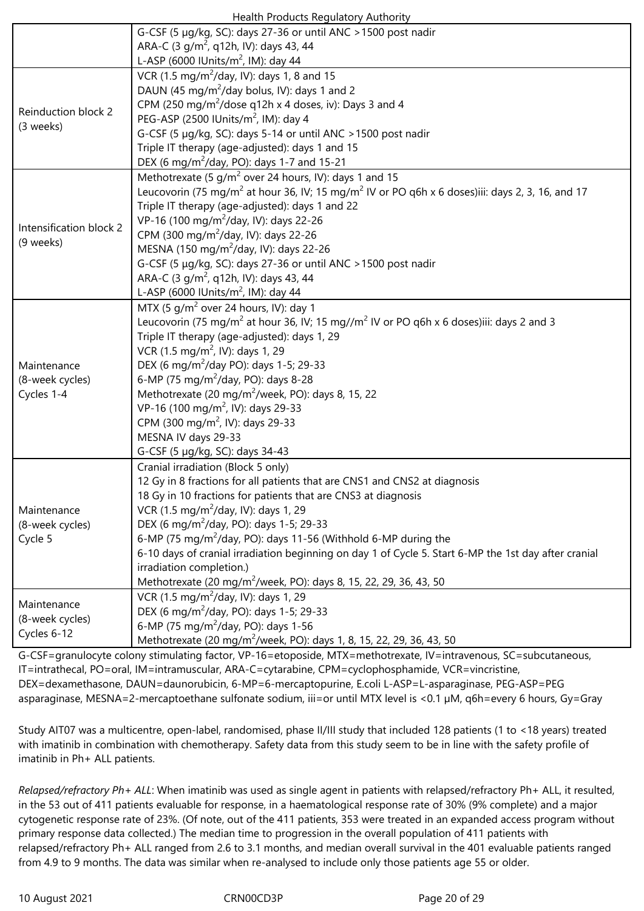| | |
|---|---|
| | G-CSF (5 µg/kg, SC): days 27-36 or until ANC >1500 post nadir<br>ARA-C (3 g/m$^2$, q12h, IV): days 43, 44<br>L-ASP (6000 IUnits/m$^2$, IM): day 44 |
| Reinduction block 2 (3 weeks) | VCR (1.5 mg/m$^2$/day, IV): days 1, 8 and 15<br>DAUN (45 mg/m$^2$/day bolus, IV): days 1 and 2<br>CPM (250 mg/m$^2$/dose q12h x 4 doses, iv): Days 3 and 4<br>PEG-ASP (2500 IUnits/m$^2$, IM): day 4<br>G-CSF (5 µg/kg, SC): days 5-14 or until ANC >1500 post nadir<br>Triple IT therapy (age-adjusted): days 1 and 15<br>DEX (6 mg/m$^2$/day, PO): days 1-7 and 15-21 |
| Intensification block 2 (9 weeks) | Methotrexate (5 g/m$^2$ over 24 hours, IV): days 1 and 15<br>Leucovorin (75 mg/m$^2$ at hour 36, IV; 15 mg/m$^2$ IV or PO q6h x 6 doses)iii: days 2, 3, 16, and 17<br>Triple IT therapy (age-adjusted): days 1 and 22<br>VP-16 (100 mg/m$^2$/day, IV): days 22-26<br>CPM (300 mg/m$^2$/day, IV): days 22-26<br>MESNA (150 mg/m$^2$/day, IV): days 22-26<br>G-CSF (5 µg/kg, SC): days 27-36 or until ANC >1500 post nadir<br>ARA-C (3 g/m$^2$, q12h, IV): days 43, 44<br>L-ASP (6000 IUnits/m$^2$, IM): day 44 |
| Maintenance (8-week cycles) Cycles 1-4 | MTX (5 g/m$^2$ over 24 hours, IV): day 1<br>Leucovorin (75 mg/m$^2$ at hour 36, IV; 15 mg//m$^2$ IV or PO q6h x 6 doses)iii: days 2 and 3<br>Triple IT therapy (age-adjusted): days 1, 29<br>VCR (1.5 mg/m$^2$, IV): days 1, 29<br>DEX (6 mg/m$^2$/day PO): days 1-5; 29-33<br>6-MP (75 mg/m$^2$/day, PO): days 8-28<br>Methotrexate (20 mg/m$^2$/week, PO): days 8, 15, 22<br>VP-16 (100 mg/m$^2$, IV): days 29-33<br>CPM (300 mg/m$^2$, IV): days 29-33<br>MESNA IV days 29-33<br>G-CSF (5 µg/kg, SC): days 34-43 |
| Maintenance (8-week cycles) Cycle 5 | Cranial irradiation (Block 5 only)<br>12 Gy in 8 fractions for all patients that are CNS1 and CNS2 at diagnosis<br>18 Gy in 10 fractions for patients that are CNS3 at diagnosis<br>VCR (1.5 mg/m$^2$/day, IV): days 1, 29<br>DEX (6 mg/m$^2$/day, PO): days 1-5; 29-33<br>6-MP (75 mg/m$^2$/day, PO): days 11-56 (Withhold 6-MP during the 6-10 days of cranial irradiation beginning on day 1 of Cycle 5. Start 6-MP the 1st day after cranial irradiation completion.)<br>Methotrexate (20 mg/m$^2$/week, PO): days 8, 15, 22, 29, 36, 43, 50 |
| Maintenance (8-week cycles) Cycles 6-12 | VCR (1.5 mg/m$^2$/day, IV): days 1, 29<br>DEX (6 mg/m$^2$/day, PO): days 1-5; 29-33<br>6-MP (75 mg/m$^2$/day, PO): days 1-56<br>Methotrexate (20 mg/m$^2$/week, PO): days 1, 8, 15, 22, 29, 36, 43, 50 |

G-CSF=granulocyte colony stimulating factor, VP-16=etoposide, MTX=methotrexate, IV=intravenous, SC=subcutaneous, IT=intrathecal, PO=oral, IM=intramuscular, ARA-C=cytarabine, CPM=cyclophosphamide, VCR=vincristine, DEX=dexamethasone, DAUN=daunorubicin, 6-MP=6-mercaptopurine, E.coli L-ASP=L-asparaginase, PEG-ASP=PEG asparaginase, MESNA=2-mercaptoethane sulfonate sodium, iii=or until MTX level is <0.1 µM, q6h=every 6 hours, Gy=Gray

Study AIT07 was a multicentre, open-label, randomised, phase II/III study that included 128 patients (1 to <18 years) treated with imatinib in combination with chemotherapy. Safety data from this study seem to be in line with the safety profile of imatinib in Ph+ ALL patients.

*Relapsed/refractory Ph+ ALL*: When imatinib was used as single agent in patients with relapsed/refractory Ph+ ALL, it resulted, in the 53 out of 411 patients evaluable for response, in a haematological response rate of 30% (9% complete) and a major cytogenetic response rate of 23%. (Of note, out of the 411 patients, 353 were treated in an expanded access program without primary response data collected.) The median time to progression in the overall population of 411 patients with relapsed/refractory Ph+ ALL ranged from 2.6 to 3.1 months, and median overall survival in the 401 evaluable patients ranged from 4.9 to 9 months. The data was similar when re-analysed to include only those patients age 55 or older.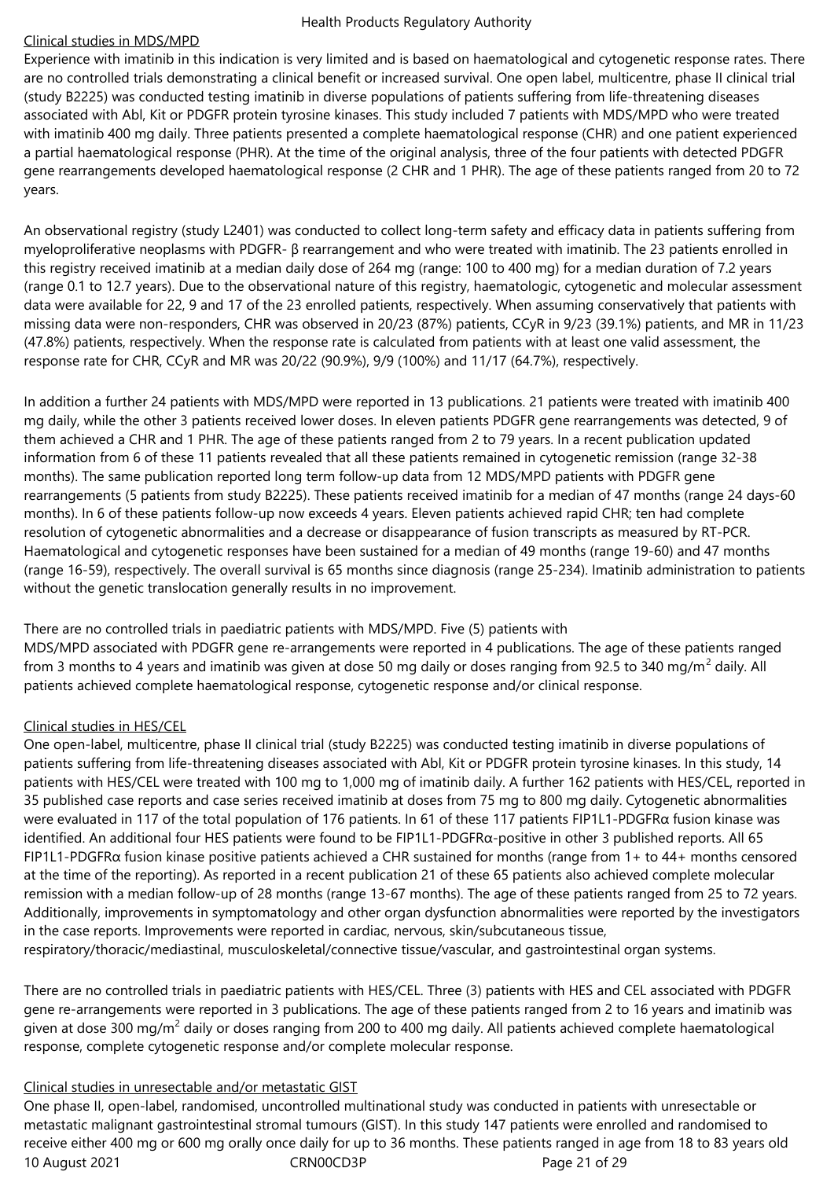Clinical studies in MDS/MPD

Experience with imatinib in this indication is very limited and is based on haematological and cytogenetic response rates. There are no controlled trials demonstrating a clinical benefit or increased survival. One open label, multicentre, phase II clinical trial (study B2225) was conducted testing imatinib in diverse populations of patients suffering from life-threatening diseases associated with Abl, Kit or PDGFR protein tyrosine kinases. This study included 7 patients with MDS/MPD who were treated with imatinib 400 mg daily. Three patients presented a complete haematological response (CHR) and one patient experienced a partial haematological response (PHR). At the time of the original analysis, three of the four patients with detected PDGFR gene rearrangements developed haematological response (2 CHR and 1 PHR). The age of these patients ranged from 20 to 72 years.

An observational registry (study L2401) was conducted to collect long-term safety and efficacy data in patients suffering from myeloproliferative neoplasms with PDGFR- β rearrangement and who were treated with imatinib. The 23 patients enrolled in this registry received imatinib at a median daily dose of 264 mg (range: 100 to 400 mg) for a median duration of 7.2 years (range 0.1 to 12.7 years). Due to the observational nature of this registry, haematologic, cytogenetic and molecular assessment data were available for 22, 9 and 17 of the 23 enrolled patients, respectively. When assuming conservatively that patients with missing data were non-responders, CHR was observed in 20/23 (87%) patients, CCyR in 9/23 (39.1%) patients, and MR in 11/23 (47.8%) patients, respectively. When the response rate is calculated from patients with at least one valid assessment, the response rate for CHR, CCyR and MR was 20/22 (90.9%), 9/9 (100%) and 11/17 (64.7%), respectively.

In addition a further 24 patients with MDS/MPD were reported in 13 publications. 21 patients were treated with imatinib 400 mg daily, while the other 3 patients received lower doses. In eleven patients PDGFR gene rearrangements was detected, 9 of them achieved a CHR and 1 PHR. The age of these patients ranged from 2 to 79 years. In a recent publication updated information from 6 of these 11 patients revealed that all these patients remained in cytogenetic remission (range 32-38 months). The same publication reported long term follow-up data from 12 MDS/MPD patients with PDGFR gene rearrangements (5 patients from study B2225). These patients received imatinib for a median of 47 months (range 24 days-60 months). In 6 of these patients follow-up now exceeds 4 years. Eleven patients achieved rapid CHR; ten had complete resolution of cytogenetic abnormalities and a decrease or disappearance of fusion transcripts as measured by RT-PCR. Haematological and cytogenetic responses have been sustained for a median of 49 months (range 19-60) and 47 months (range 16-59), respectively. The overall survival is 65 months since diagnosis (range 25-234). Imatinib administration to patients without the genetic translocation generally results in no improvement.

There are no controlled trials in paediatric patients with MDS/MPD. Five (5) patients with MDS/MPD associated with PDGFR gene re-arrangements were reported in 4 publications. The age of these patients ranged from 3 months to 4 years and imatinib was given at dose 50 mg daily or doses ranging from 92.5 to 340 mg/m$^2$ daily. All patients achieved complete haematological response, cytogenetic response and/or clinical response.

Clinical studies in HES/CEL

One open-label, multicentre, phase II clinical trial (study B2225) was conducted testing imatinib in diverse populations of patients suffering from life-threatening diseases associated with Abl, Kit or PDGFR protein tyrosine kinases. In this study, 14 patients with HES/CEL were treated with 100 mg to 1,000 mg of imatinib daily. A further 162 patients with HES/CEL, reported in 35 published case reports and case series received imatinib at doses from 75 mg to 800 mg daily. Cytogenetic abnormalities were evaluated in 117 of the total population of 176 patients. In 61 of these 117 patients FIP1L1-PDGFRα fusion kinase was identified. An additional four HES patients were found to be FIP1L1-PDGFRα-positive in other 3 published reports. All 65 FIP1L1-PDGFRα fusion kinase positive patients achieved a CHR sustained for months (range from 1+ to 44+ months censored at the time of the reporting). As reported in a recent publication 21 of these 65 patients also achieved complete molecular remission with a median follow-up of 28 months (range 13-67 months). The age of these patients ranged from 25 to 72 years. Additionally, improvements in symptomatology and other organ dysfunction abnormalities were reported by the investigators in the case reports. Improvements were reported in cardiac, nervous, skin/subcutaneous tissue, respiratory/thoracic/mediastinal, musculoskeletal/connective tissue/vascular, and gastrointestinal organ systems.

There are no controlled trials in paediatric patients with HES/CEL. Three (3) patients with HES and CEL associated with PDGFR gene re-arrangements were reported in 3 publications. The age of these patients ranged from 2 to 16 years and imatinib was given at dose 300 mg/m$^2$ daily or doses ranging from 200 to 400 mg daily. All patients achieved complete haematological response, complete cytogenetic response and/or complete molecular response.

Clinical studies in unresectable and/or metastatic GIST

One phase II, open-label, randomised, uncontrolled multinational study was conducted in patients with unresectable or metastatic malignant gastrointestinal stromal tumours (GIST). In this study 147 patients were enrolled and randomised to receive either 400 mg or 600 mg orally once daily for up to 36 months. These patients ranged in age from 18 to 83 years old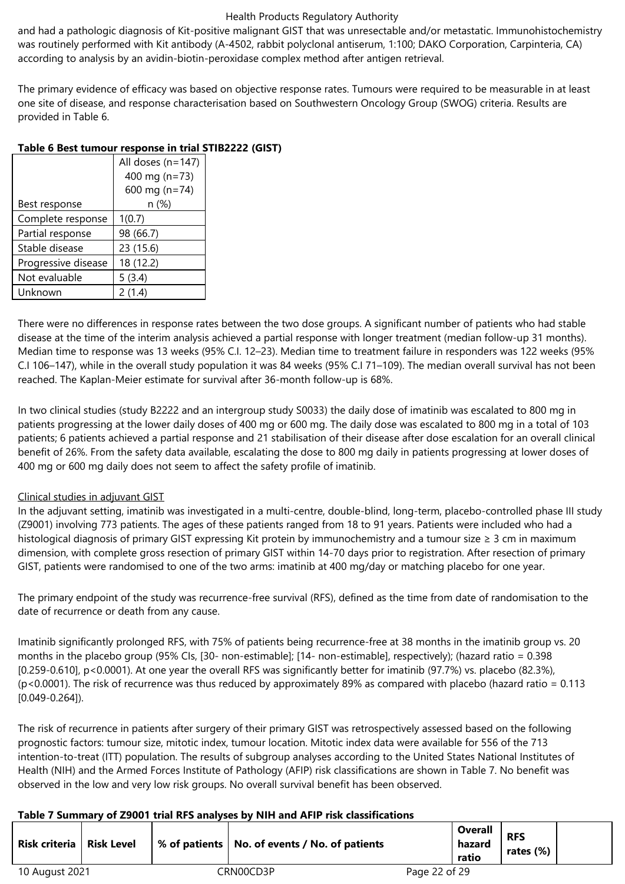and had a pathologic diagnosis of Kit-positive malignant GIST that was unresectable and/or metastatic. Immunohistochemistry was routinely performed with Kit antibody (A-4502, rabbit polyclonal antiserum, 1:100; DAKO Corporation, Carpinteria, CA) according to analysis by an avidin-biotin-peroxidase complex method after antigen retrieval.

The primary evidence of efficacy was based on objective response rates. Tumours were required to be measurable in at least one site of disease, and response characterisation based on Southwestern Oncology Group (SWOG) criteria. Results are provided in Table 6.

**Table 6 Best tumour response in trial STIB2222 (GIST)**

| Best response | All doses (n=147) 400 mg (n=73) 600 mg (n=74) n (%) |
|---|---|
| Complete response | 1(0.7) |
| Partial response | 98 (66.7) |
| Stable disease | 23 (15.6) |
| Progressive disease | 18 (12.2) |
| Not evaluable | 5 (3.4) |
| Unknown | 2 (1.4) |

There were no differences in response rates between the two dose groups. A significant number of patients who had stable disease at the time of the interim analysis achieved a partial response with longer treatment (median follow-up 31 months). Median time to response was 13 weeks (95% C.I. 12–23). Median time to treatment failure in responders was 122 weeks (95% C.I 106–147), while in the overall study population it was 84 weeks (95% C.I 71–109). The median overall survival has not been reached. The Kaplan-Meier estimate for survival after 36-month follow-up is 68%.

In two clinical studies (study B2222 and an intergroup study S0033) the daily dose of imatinib was escalated to 800 mg in patients progressing at the lower daily doses of 400 mg or 600 mg. The daily dose was escalated to 800 mg in a total of 103 patients; 6 patients achieved a partial response and 21 stabilisation of their disease after dose escalation for an overall clinical benefit of 26%. From the safety data available, escalating the dose to 800 mg daily in patients progressing at lower doses of 400 mg or 600 mg daily does not seem to affect the safety profile of imatinib.

Clinical studies in adjuvant GIST

In the adjuvant setting, imatinib was investigated in a multi-centre, double-blind, long-term, placebo-controlled phase III study (Z9001) involving 773 patients. The ages of these patients ranged from 18 to 91 years. Patients were included who had a histological diagnosis of primary GIST expressing Kit protein by immunochemistry and a tumour size ≥ 3 cm in maximum dimension, with complete gross resection of primary GIST within 14-70 days prior to registration. After resection of primary GIST, patients were randomised to one of the two arms: imatinib at 400 mg/day or matching placebo for one year.

The primary endpoint of the study was recurrence-free survival (RFS), defined as the time from date of randomisation to the date of recurrence or death from any cause.

Imatinib significantly prolonged RFS, with 75% of patients being recurrence-free at 38 months in the imatinib group vs. 20 months in the placebo group (95% CIs, [30- non-estimable]; [14- non-estimable], respectively); (hazard ratio = 0.398 [0.259-0.610], p<0.0001). At one year the overall RFS was significantly better for imatinib (97.7%) vs. placebo (82.3%), (p<0.0001). The risk of recurrence was thus reduced by approximately 89% as compared with placebo (hazard ratio = 0.113 [0.049-0.264]).

The risk of recurrence in patients after surgery of their primary GIST was retrospectively assessed based on the following prognostic factors: tumour size, mitotic index, tumour location. Mitotic index data were available for 556 of the 713 intention-to-treat (ITT) population. The results of subgroup analyses according to the United States National Institutes of Health (NIH) and the Armed Forces Institute of Pathology (AFIP) risk classifications are shown in Table 7. No benefit was observed in the low and very low risk groups. No overall survival benefit has been observed.

**Table 7 Summary of Z9001 trial RFS analyses by NIH and AFIP risk classifications**

| Risk criteria | Risk Level | % of patients | No. of events / No. of patients | Overall hazard ratio | RFS rates (%) | |
|---|---|---|---|---|---|---|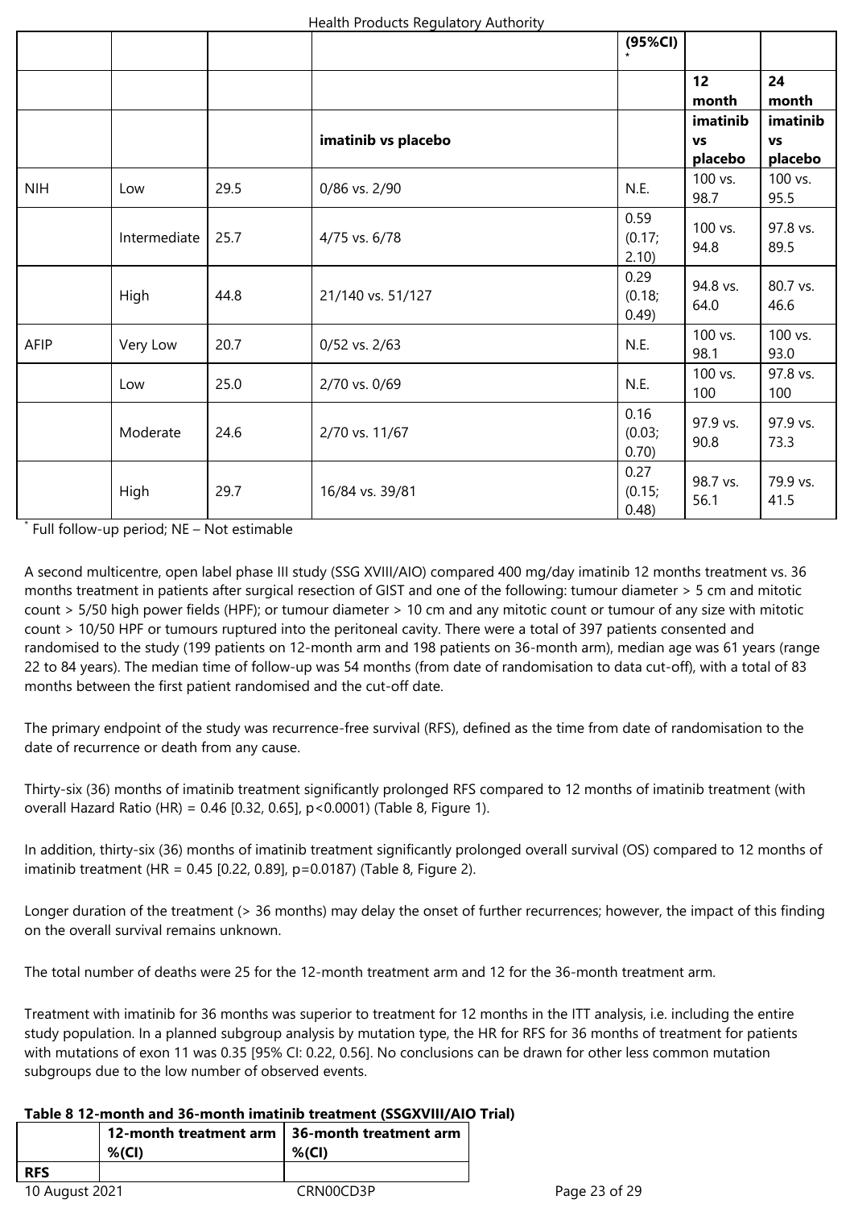| | | | | (95%CI) * | | |
|---|---|---|---|---|---|---|
| | | | | | 12 month | 24 month |
| | | | imatinib vs placebo | | imatinib vs placebo | imatinib vs placebo |
| NIH | Low | 29.5 | 0/86 vs. 2/90 | N.E. | 100 vs. 98.7 | 100 vs. 95.5 |
| | Intermediate | 25.7 | 4/75 vs. 6/78 | 0.59 (0.17; 2.10) | 100 vs. 94.8 | 97.8 vs. 89.5 |
| | High | 44.8 | 21/140 vs. 51/127 | 0.29 (0.18; 0.49) | 94.8 vs. 64.0 | 80.7 vs. 46.6 |
| AFIP | Very Low | 20.7 | 0/52 vs. 2/63 | N.E. | 100 vs. 98.1 | 100 vs. 93.0 |
| | Low | 25.0 | 2/70 vs. 0/69 | N.E. | 100 vs. 100 | 97.8 vs. 100 |
| | Moderate | 24.6 | 2/70 vs. 11/67 | 0.16 (0.03; 0.70) | 97.9 vs. 90.8 | 97.9 vs. 73.3 |
| | High | 29.7 | 16/84 vs. 39/81 | 0.27 (0.15; 0.48) | 98.7 vs. 56.1 | 79.9 vs. 41.5 |

* Full follow-up period; NE – Not estimable

A second multicentre, open label phase III study (SSG XVIII/AIO) compared 400 mg/day imatinib 12 months treatment vs. 36 months treatment in patients after surgical resection of GIST and one of the following: tumour diameter > 5 cm and mitotic count > 5/50 high power fields (HPF); or tumour diameter > 10 cm and any mitotic count or tumour of any size with mitotic count > 10/50 HPF or tumours ruptured into the peritoneal cavity. There were a total of 397 patients consented and randomised to the study (199 patients on 12-month arm and 198 patients on 36-month arm), median age was 61 years (range 22 to 84 years). The median time of follow-up was 54 months (from date of randomisation to data cut-off), with a total of 83 months between the first patient randomised and the cut-off date.

The primary endpoint of the study was recurrence-free survival (RFS), defined as the time from date of randomisation to the date of recurrence or death from any cause.

Thirty-six (36) months of imatinib treatment significantly prolonged RFS compared to 12 months of imatinib treatment (with overall Hazard Ratio (HR) = 0.46 [0.32, 0.65], p<0.0001) (Table 8, Figure 1).

In addition, thirty-six (36) months of imatinib treatment significantly prolonged overall survival (OS) compared to 12 months of imatinib treatment (HR = 0.45 [0.22, 0.89], p=0.0187) (Table 8, Figure 2).

Longer duration of the treatment (> 36 months) may delay the onset of further recurrences; however, the impact of this finding on the overall survival remains unknown.

The total number of deaths were 25 for the 12-month treatment arm and 12 for the 36-month treatment arm.

Treatment with imatinib for 36 months was superior to treatment for 12 months in the ITT analysis, i.e. including the entire study population. In a planned subgroup analysis by mutation type, the HR for RFS for 36 months of treatment for patients with mutations of exon 11 was 0.35 [95% CI: 0.22, 0.56]. No conclusions can be drawn for other less common mutation subgroups due to the low number of observed events.

**Table 8 12-month and 36-month imatinib treatment (SSGXVIII/AIO Trial)**

| | 12-month treatment arm %(CI) | 36-month treatment arm %(CI) |
|---|---|---|
| **RFS** | | |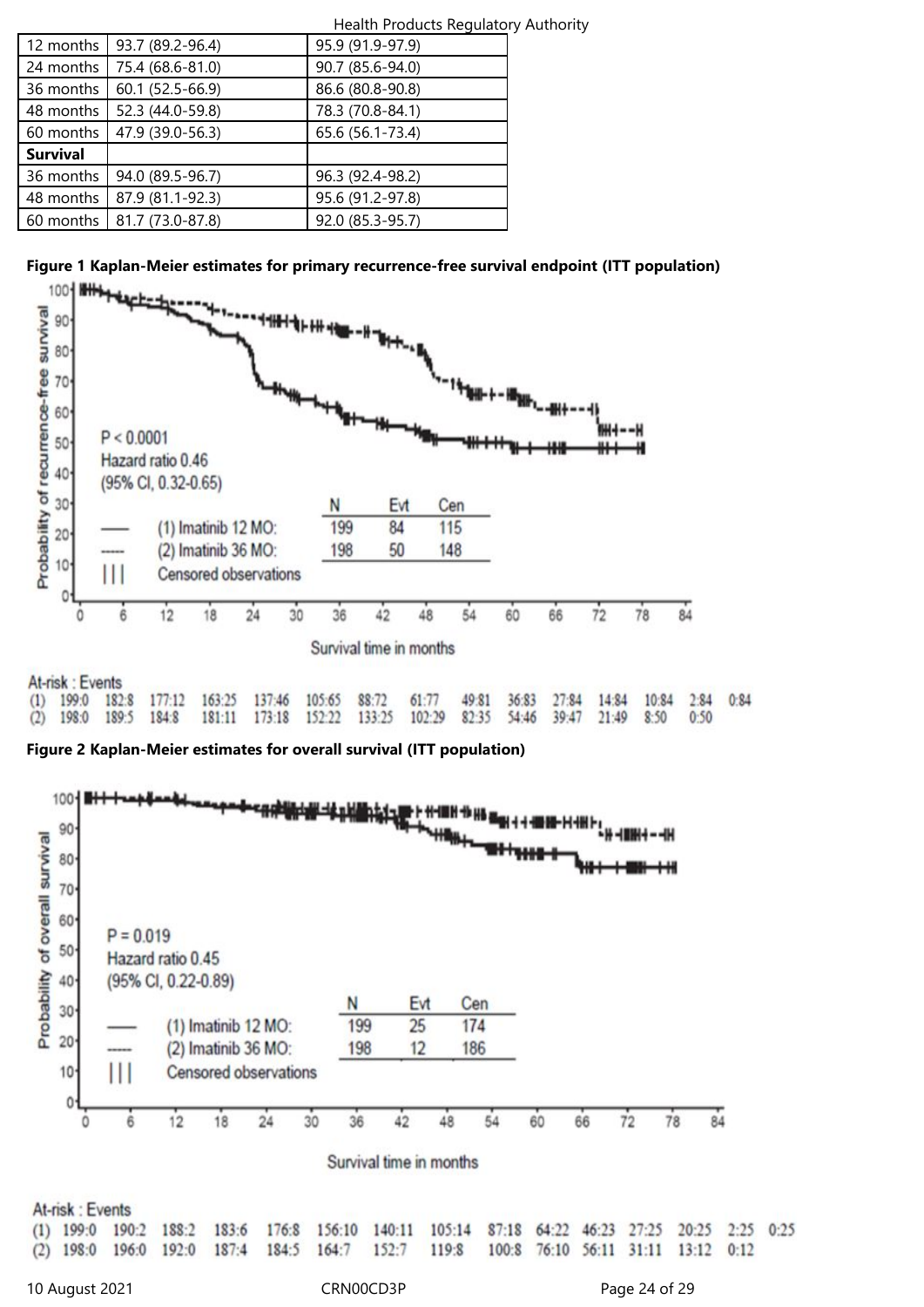| | | |
|---|---|---|
| 12 months | 93.7 (89.2-96.4) | 95.9 (91.9-97.9) |
| 24 months | 75.4 (68.6-81.0) | 90.7 (85.6-94.0) |
| 36 months | 60.1 (52.5-66.9) | 86.6 (80.8-90.8) |
| 48 months | 52.3 (44.0-59.8) | 78.3 (70.8-84.1) |
| 60 months | 47.9 (39.0-56.3) | 65.6 (56.1-73.4) |
| **Survival** | | |
| 36 months | 94.0 (89.5-96.7) | 96.3 (92.4-98.2) |
| 48 months | 87.9 (81.1-92.3) | 95.6 (91.2-97.8) |
| 60 months | 81.7 (73.0-87.8) | 92.0 (85.3-95.7) |

**Figure 1 Kaplan-Meier estimates for primary recurrence-free survival endpoint (ITT population)**

P < 0.0001
Hazard ratio 0.46
(95% CI, 0.32-0.65)

| | N | Evt | Cen |
|---|---|---|---|
| (1) Imatinib 12 MO: | 199 | 84 | 115 |
| (2) Imatinib 36 MO: | 198 | 50 | 148 |

Survival time in months

At-risk : Events

| | 0 | 6 | 12 | 18 | 24 | 30 | 36 | 42 | 48 | 54 | 60 | 66 | 72 | 78 | 84 |
|---|---|---|---|---|---|---|---|---|---|---|---|---|---|---|---|
| (1) | 199:0 | 182:8 | 177:12 | 163:25 | 137:46 | 105:65 | 88:72 | 61:77 | 49:81 | 36:83 | 27:84 | 14:84 | 10:84 | 2:84 | 0:84 |
| (2) | 198:0 | 189:5 | 184:8 | 181:11 | 173:18 | 152:22 | 133:25 | 102:29 | 82:35 | 54:46 | 39:47 | 21:49 | 8:50 | 0:50 | |

**Figure 2 Kaplan-Meier estimates for overall survival (ITT population)**

P = 0.019
Hazard ratio 0.45
(95% CI, 0.22-0.89)

| | N | Evt | Cen |
|---|---|---|---|
| (1) Imatinib 12 MO: | 199 | 25 | 174 |
| (2) Imatinib 36 MO: | 198 | 12 | 186 |

Survival time in months

At-risk : Events

| | 0 | 6 | 12 | 18 | 24 | 30 | 36 | 42 | 48 | 54 | 60 | 66 | 72 | 78 | 84 |
|---|---|---|---|---|---|---|---|---|---|---|---|---|---|---|---|
| (1) | 199:0 | 190:2 | 188:2 | 183:6 | 176:8 | 156:10 | 140:11 | 105:14 | 87:18 | 64:22 | 46:23 | 27:25 | 20:25 | 2:25 | 0:25 |
| (2) | 198:0 | 196:0 | 192:0 | 187:4 | 184:5 | 164:7 | 152:7 | 119:8 | 100:8 | 76:10 | 56:11 | 31:11 | 13:12 | 0:12 | |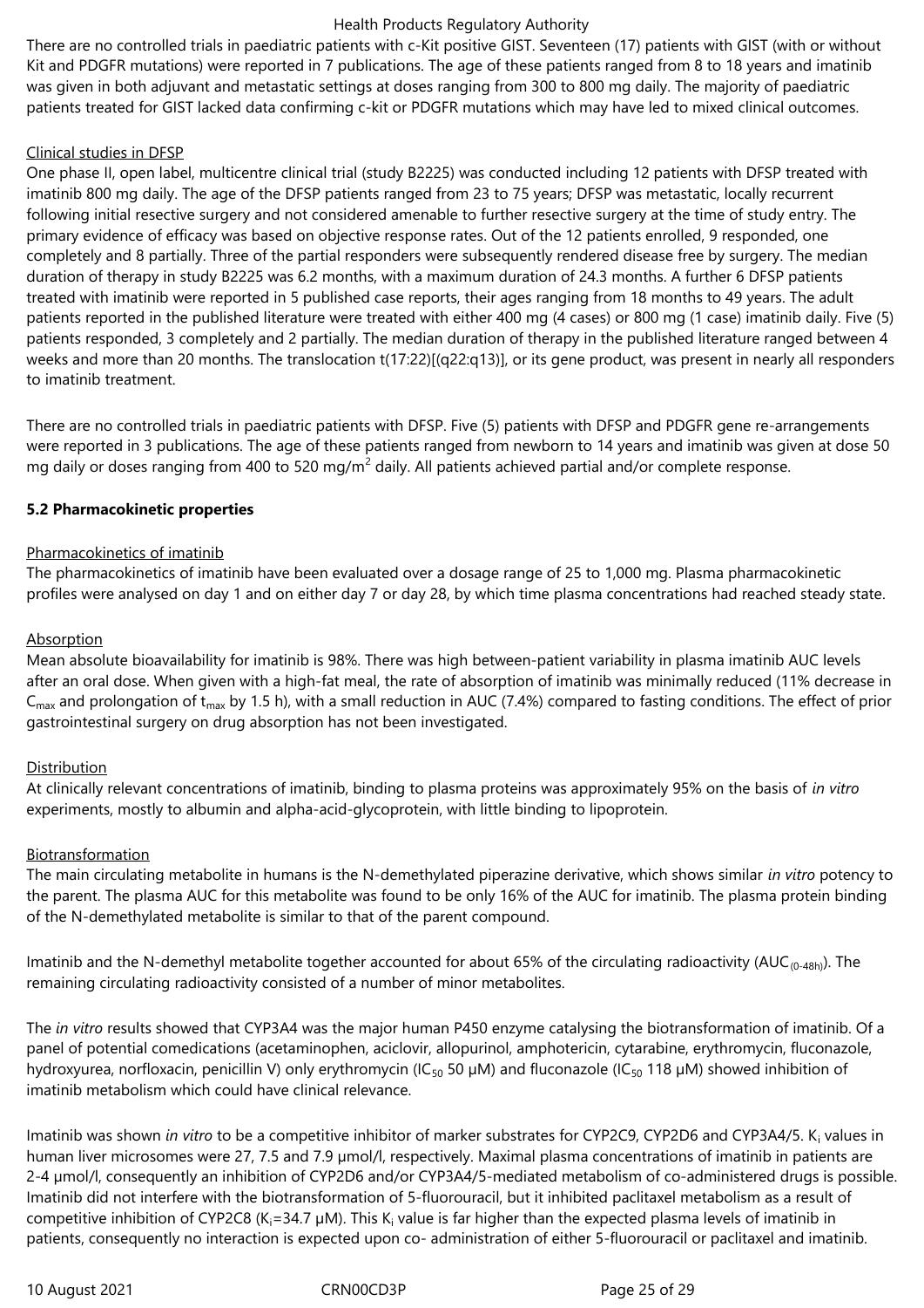There are no controlled trials in paediatric patients with c-Kit positive GIST. Seventeen (17) patients with GIST (with or without Kit and PDGFR mutations) were reported in 7 publications. The age of these patients ranged from 8 to 18 years and imatinib was given in both adjuvant and metastatic settings at doses ranging from 300 to 800 mg daily. The majority of paediatric patients treated for GIST lacked data confirming c-kit or PDGFR mutations which may have led to mixed clinical outcomes.

Clinical studies in DFSP

One phase II, open label, multicentre clinical trial (study B2225) was conducted including 12 patients with DFSP treated with imatinib 800 mg daily. The age of the DFSP patients ranged from 23 to 75 years; DFSP was metastatic, locally recurrent following initial resective surgery and not considered amenable to further resective surgery at the time of study entry. The primary evidence of efficacy was based on objective response rates. Out of the 12 patients enrolled, 9 responded, one completely and 8 partially. Three of the partial responders were subsequently rendered disease free by surgery. The median duration of therapy in study B2225 was 6.2 months, with a maximum duration of 24.3 months. A further 6 DFSP patients treated with imatinib were reported in 5 published case reports, their ages ranging from 18 months to 49 years. The adult patients reported in the published literature were treated with either 400 mg (4 cases) or 800 mg (1 case) imatinib daily. Five (5) patients responded, 3 completely and 2 partially. The median duration of therapy in the published literature ranged between 4 weeks and more than 20 months. The translocation t(17:22)[(q22:q13)], or its gene product, was present in nearly all responders to imatinib treatment.

There are no controlled trials in paediatric patients with DFSP. Five (5) patients with DFSP and PDGFR gene re-arrangements were reported in 3 publications. The age of these patients ranged from newborn to 14 years and imatinib was given at dose 50 mg daily or doses ranging from 400 to 520 mg/m$^2$ daily. All patients achieved partial and/or complete response.

**5.2 Pharmacokinetic properties**

Pharmacokinetics of imatinib

The pharmacokinetics of imatinib have been evaluated over a dosage range of 25 to 1,000 mg. Plasma pharmacokinetic profiles were analysed on day 1 and on either day 7 or day 28, by which time plasma concentrations had reached steady state.

Absorption

Mean absolute bioavailability for imatinib is 98%. There was high between-patient variability in plasma imatinib AUC levels after an oral dose. When given with a high-fat meal, the rate of absorption of imatinib was minimally reduced (11% decrease in $C_{max}$ and prolongation of $t_{max}$ by 1.5 h), with a small reduction in AUC (7.4%) compared to fasting conditions. The effect of prior gastrointestinal surgery on drug absorption has not been investigated.

Distribution

At clinically relevant concentrations of imatinib, binding to plasma proteins was approximately 95% on the basis of *in vitro* experiments, mostly to albumin and alpha-acid-glycoprotein, with little binding to lipoprotein.

Biotransformation

The main circulating metabolite in humans is the N-demethylated piperazine derivative, which shows similar *in vitro* potency to the parent. The plasma AUC for this metabolite was found to be only 16% of the AUC for imatinib. The plasma protein binding of the N-demethylated metabolite is similar to that of the parent compound.

Imatinib and the N-demethyl metabolite together accounted for about 65% of the circulating radioactivity ($AUC_{(0-48h)}$). The remaining circulating radioactivity consisted of a number of minor metabolites.

The *in vitro* results showed that CYP3A4 was the major human P450 enzyme catalysing the biotransformation of imatinib. Of a panel of potential comedications (acetaminophen, aciclovir, allopurinol, amphotericin, cytarabine, erythromycin, fluconazole, hydroxyurea, norfloxacin, penicillin V) only erythromycin ($IC_{50}$ 50 μM) and fluconazole ($IC_{50}$ 118 μM) showed inhibition of imatinib metabolism which could have clinical relevance.

Imatinib was shown *in vitro* to be a competitive inhibitor of marker substrates for CYP2C9, CYP2D6 and CYP3A4/5. $K_i$ values in human liver microsomes were 27, 7.5 and 7.9 μmol/l, respectively. Maximal plasma concentrations of imatinib in patients are 2-4 μmol/l, consequently an inhibition of CYP2D6 and/or CYP3A4/5-mediated metabolism of co-administered drugs is possible. Imatinib did not interfere with the biotransformation of 5-fluorouracil, but it inhibited paclitaxel metabolism as a result of competitive inhibition of CYP2C8 ($K_i$=34.7 μM). This $K_i$ value is far higher than the expected plasma levels of imatinib in patients, consequently no interaction is expected upon co- administration of either 5-fluorouracil or paclitaxel and imatinib.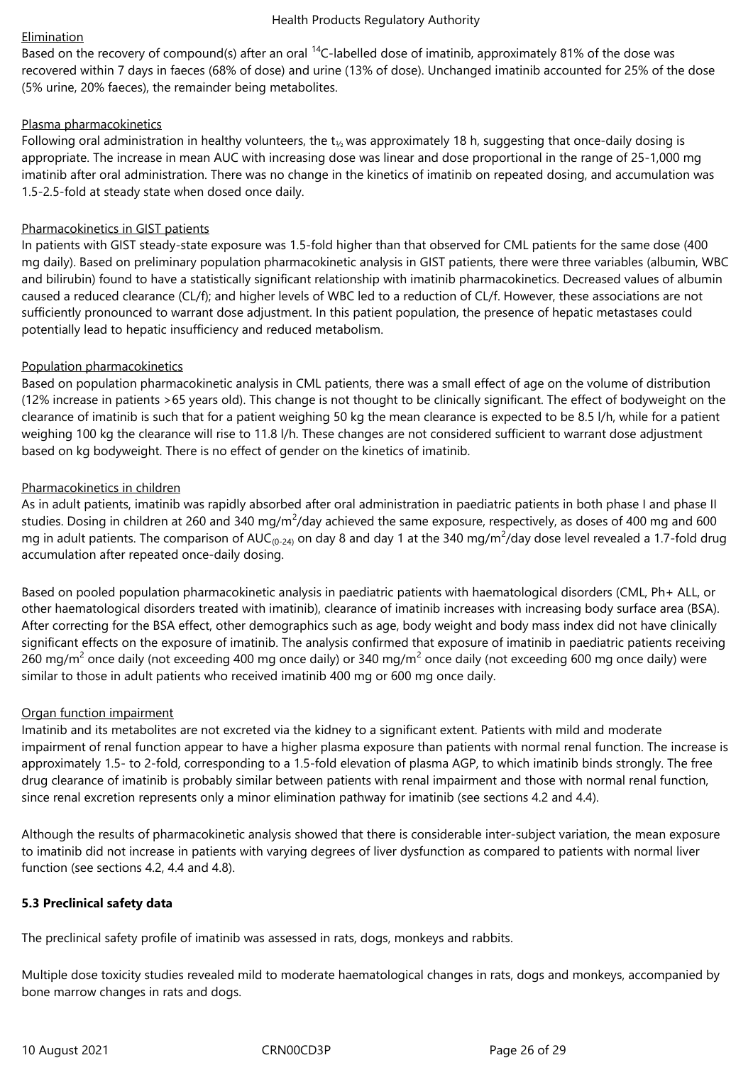Elimination

Based on the recovery of compound(s) after an oral $^{14}C$-labelled dose of imatinib, approximately 81% of the dose was recovered within 7 days in faeces (68% of dose) and urine (13% of dose). Unchanged imatinib accounted for 25% of the dose (5% urine, 20% faeces), the remainder being metabolites.

Plasma pharmacokinetics

Following oral administration in healthy volunteers, the $t_{½}$ was approximately 18 h, suggesting that once-daily dosing is appropriate. The increase in mean AUC with increasing dose was linear and dose proportional in the range of 25-1,000 mg imatinib after oral administration. There was no change in the kinetics of imatinib on repeated dosing, and accumulation was 1.5-2.5-fold at steady state when dosed once daily.

Pharmacokinetics in GIST patients

In patients with GIST steady-state exposure was 1.5-fold higher than that observed for CML patients for the same dose (400 mg daily). Based on preliminary population pharmacokinetic analysis in GIST patients, there were three variables (albumin, WBC and bilirubin) found to have a statistically significant relationship with imatinib pharmacokinetics. Decreased values of albumin caused a reduced clearance (CL/f); and higher levels of WBC led to a reduction of CL/f. However, these associations are not sufficiently pronounced to warrant dose adjustment. In this patient population, the presence of hepatic metastases could potentially lead to hepatic insufficiency and reduced metabolism.

Population pharmacokinetics

Based on population pharmacokinetic analysis in CML patients, there was a small effect of age on the volume of distribution (12% increase in patients >65 years old). This change is not thought to be clinically significant. The effect of bodyweight on the clearance of imatinib is such that for a patient weighing 50 kg the mean clearance is expected to be 8.5 l/h, while for a patient weighing 100 kg the clearance will rise to 11.8 l/h. These changes are not considered sufficient to warrant dose adjustment based on kg bodyweight. There is no effect of gender on the kinetics of imatinib.

Pharmacokinetics in children

As in adult patients, imatinib was rapidly absorbed after oral administration in paediatric patients in both phase I and phase II studies. Dosing in children at 260 and 340 mg/m$^2$/day achieved the same exposure, respectively, as doses of 400 mg and 600 mg in adult patients. The comparison of $AUC_{(0-24)}$ on day 8 and day 1 at the 340 mg/m$^2$/day dose level revealed a 1.7-fold drug accumulation after repeated once-daily dosing.

Based on pooled population pharmacokinetic analysis in paediatric patients with haematological disorders (CML, Ph+ ALL, or other haematological disorders treated with imatinib), clearance of imatinib increases with increasing body surface area (BSA). After correcting for the BSA effect, other demographics such as age, body weight and body mass index did not have clinically significant effects on the exposure of imatinib. The analysis confirmed that exposure of imatinib in paediatric patients receiving 260 mg/m$^2$ once daily (not exceeding 400 mg once daily) or 340 mg/m$^2$ once daily (not exceeding 600 mg once daily) were similar to those in adult patients who received imatinib 400 mg or 600 mg once daily.

Organ function impairment

Imatinib and its metabolites are not excreted via the kidney to a significant extent. Patients with mild and moderate impairment of renal function appear to have a higher plasma exposure than patients with normal renal function. The increase is approximately 1.5- to 2-fold, corresponding to a 1.5-fold elevation of plasma AGP, to which imatinib binds strongly. The free drug clearance of imatinib is probably similar between patients with renal impairment and those with normal renal function, since renal excretion represents only a minor elimination pathway for imatinib (see sections 4.2 and 4.4).

Although the results of pharmacokinetic analysis showed that there is considerable inter-subject variation, the mean exposure to imatinib did not increase in patients with varying degrees of liver dysfunction as compared to patients with normal liver function (see sections 4.2, 4.4 and 4.8).

**5.3 Preclinical safety data**

The preclinical safety profile of imatinib was assessed in rats, dogs, monkeys and rabbits.

Multiple dose toxicity studies revealed mild to moderate haematological changes in rats, dogs and monkeys, accompanied by bone marrow changes in rats and dogs.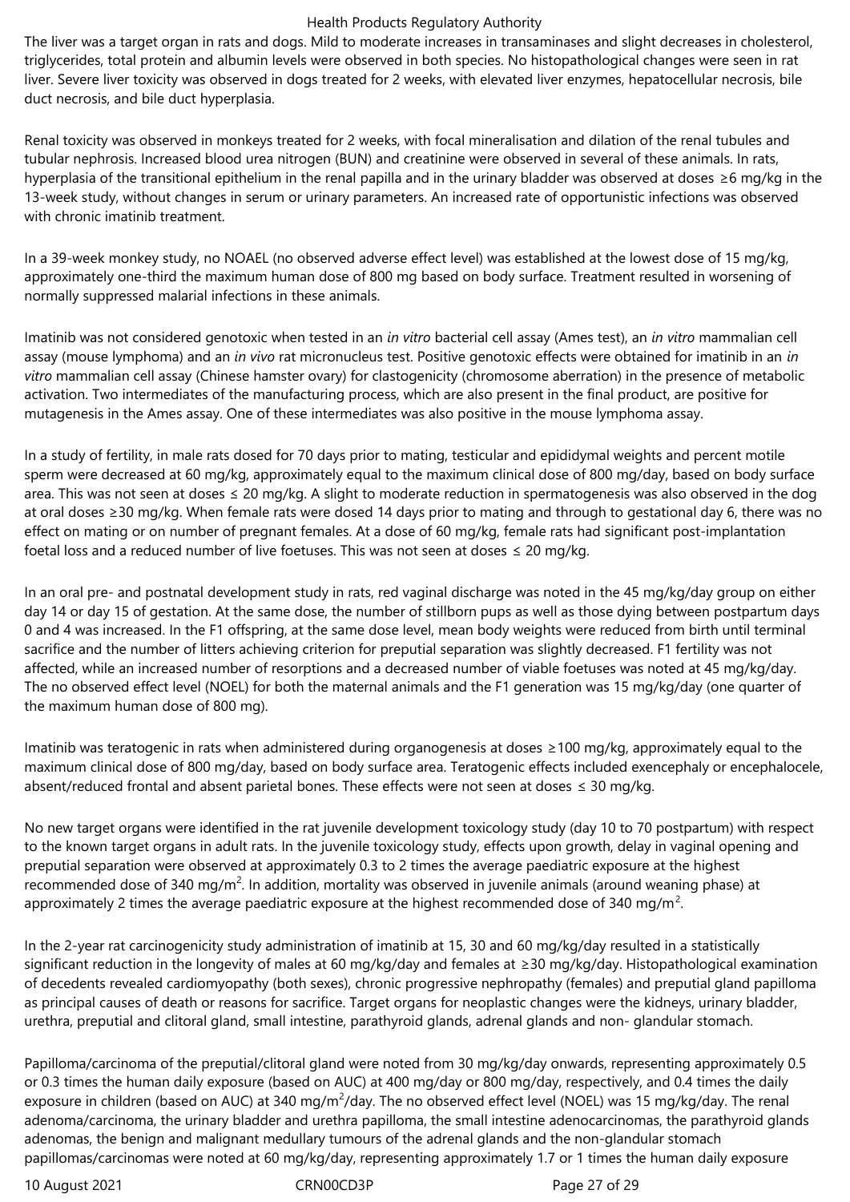The liver was a target organ in rats and dogs. Mild to moderate increases in transaminases and slight decreases in cholesterol, triglycerides, total protein and albumin levels were observed in both species. No histopathological changes were seen in rat liver. Severe liver toxicity was observed in dogs treated for 2 weeks, with elevated liver enzymes, hepatocellular necrosis, bile duct necrosis, and bile duct hyperplasia.

Renal toxicity was observed in monkeys treated for 2 weeks, with focal mineralisation and dilation of the renal tubules and tubular nephrosis. Increased blood urea nitrogen (BUN) and creatinine were observed in several of these animals. In rats, hyperplasia of the transitional epithelium in the renal papilla and in the urinary bladder was observed at doses ≥6 mg/kg in the 13-week study, without changes in serum or urinary parameters. An increased rate of opportunistic infections was observed with chronic imatinib treatment.

In a 39-week monkey study, no NOAEL (no observed adverse effect level) was established at the lowest dose of 15 mg/kg, approximately one-third the maximum human dose of 800 mg based on body surface. Treatment resulted in worsening of normally suppressed malarial infections in these animals.

Imatinib was not considered genotoxic when tested in an *in vitro* bacterial cell assay (Ames test), an *in vitro* mammalian cell assay (mouse lymphoma) and an *in vivo* rat micronucleus test. Positive genotoxic effects were obtained for imatinib in an *in vitro* mammalian cell assay (Chinese hamster ovary) for clastogenicity (chromosome aberration) in the presence of metabolic activation. Two intermediates of the manufacturing process, which are also present in the final product, are positive for mutagenesis in the Ames assay. One of these intermediates was also positive in the mouse lymphoma assay.

In a study of fertility, in male rats dosed for 70 days prior to mating, testicular and epididymal weights and percent motile sperm were decreased at 60 mg/kg, approximately equal to the maximum clinical dose of 800 mg/day, based on body surface area. This was not seen at doses ≤ 20 mg/kg. A slight to moderate reduction in spermatogenesis was also observed in the dog at oral doses ≥30 mg/kg. When female rats were dosed 14 days prior to mating and through to gestational day 6, there was no effect on mating or on number of pregnant females. At a dose of 60 mg/kg, female rats had significant post-implantation foetal loss and a reduced number of live foetuses. This was not seen at doses ≤ 20 mg/kg.

In an oral pre- and postnatal development study in rats, red vaginal discharge was noted in the 45 mg/kg/day group on either day 14 or day 15 of gestation. At the same dose, the number of stillborn pups as well as those dying between postpartum days 0 and 4 was increased. In the F1 offspring, at the same dose level, mean body weights were reduced from birth until terminal sacrifice and the number of litters achieving criterion for preputial separation was slightly decreased. F1 fertility was not affected, while an increased number of resorptions and a decreased number of viable foetuses was noted at 45 mg/kg/day. The no observed effect level (NOEL) for both the maternal animals and the F1 generation was 15 mg/kg/day (one quarter of the maximum human dose of 800 mg).

Imatinib was teratogenic in rats when administered during organogenesis at doses ≥100 mg/kg, approximately equal to the maximum clinical dose of 800 mg/day, based on body surface area. Teratogenic effects included exencephaly or encephalocele, absent/reduced frontal and absent parietal bones. These effects were not seen at doses ≤ 30 mg/kg.

No new target organs were identified in the rat juvenile development toxicology study (day 10 to 70 postpartum) with respect to the known target organs in adult rats. In the juvenile toxicology study, effects upon growth, delay in vaginal opening and preputial separation were observed at approximately 0.3 to 2 times the average paediatric exposure at the highest recommended dose of 340 mg/m$^2$. In addition, mortality was observed in juvenile animals (around weaning phase) at approximately 2 times the average paediatric exposure at the highest recommended dose of 340 mg/m$^2$.

In the 2-year rat carcinogenicity study administration of imatinib at 15, 30 and 60 mg/kg/day resulted in a statistically significant reduction in the longevity of males at 60 mg/kg/day and females at ≥30 mg/kg/day. Histopathological examination of decedents revealed cardiomyopathy (both sexes), chronic progressive nephropathy (females) and preputial gland papilloma as principal causes of death or reasons for sacrifice. Target organs for neoplastic changes were the kidneys, urinary bladder, urethra, preputial and clitoral gland, small intestine, parathyroid glands, adrenal glands and non- glandular stomach.

Papilloma/carcinoma of the preputial/clitoral gland were noted from 30 mg/kg/day onwards, representing approximately 0.5 or 0.3 times the human daily exposure (based on AUC) at 400 mg/day or 800 mg/day, respectively, and 0.4 times the daily exposure in children (based on AUC) at 340 mg/m$^2$/day. The no observed effect level (NOEL) was 15 mg/kg/day. The renal adenoma/carcinoma, the urinary bladder and urethra papilloma, the small intestine adenocarcinomas, the parathyroid glands adenomas, the benign and malignant medullary tumours of the adrenal glands and the non-glandular stomach papillomas/carcinomas were noted at 60 mg/kg/day, representing approximately 1.7 or 1 times the human daily exposure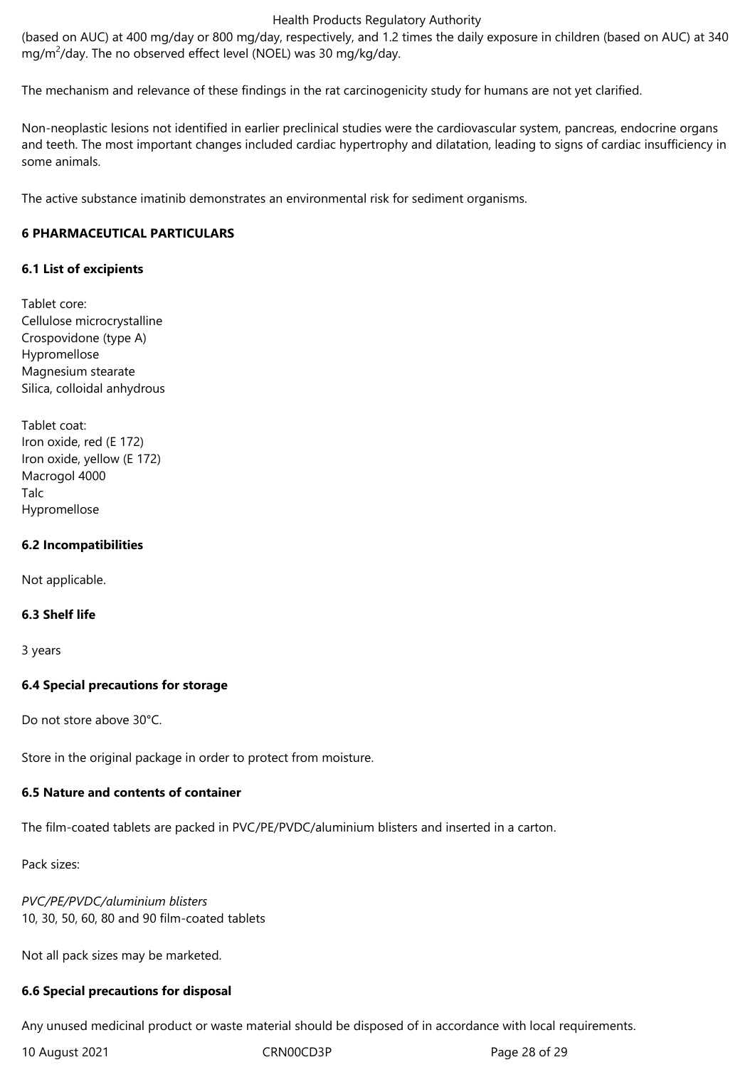(based on AUC) at 400 mg/day or 800 mg/day, respectively, and 1.2 times the daily exposure in children (based on AUC) at 340 $mg/m^2$/day. The no observed effect level (NOEL) was 30 mg/kg/day.

The mechanism and relevance of these findings in the rat carcinogenicity study for humans are not yet clarified.

Non-neoplastic lesions not identified in earlier preclinical studies were the cardiovascular system, pancreas, endocrine organs and teeth. The most important changes included cardiac hypertrophy and dilatation, leading to signs of cardiac insufficiency in some animals.

The active substance imatinib demonstrates an environmental risk for sediment organisms.

## 6 PHARMACEUTICAL PARTICULARS

### 6.1 List of excipients

Tablet core:
Cellulose microcrystalline
Crospovidone (type A)
Hypromellose
Magnesium stearate
Silica, colloidal anhydrous

Tablet coat:
Iron oxide, red (E 172)
Iron oxide, yellow (E 172)
Macrogol 4000
Talc
Hypromellose

### 6.2 Incompatibilities

Not applicable.

### 6.3 Shelf life

3 years

### 6.4 Special precautions for storage

Do not store above 30°C.

Store in the original package in order to protect from moisture.

### 6.5 Nature and contents of container

The film-coated tablets are packed in PVC/PE/PVDC/aluminium blisters and inserted in a carton.

Pack sizes:

*PVC/PE/PVDC/aluminium blisters*
10, 30, 50, 60, 80 and 90 film-coated tablets

Not all pack sizes may be marketed.

### 6.6 Special precautions for disposal

Any unused medicinal product or waste material should be disposed of in accordance with local requirements.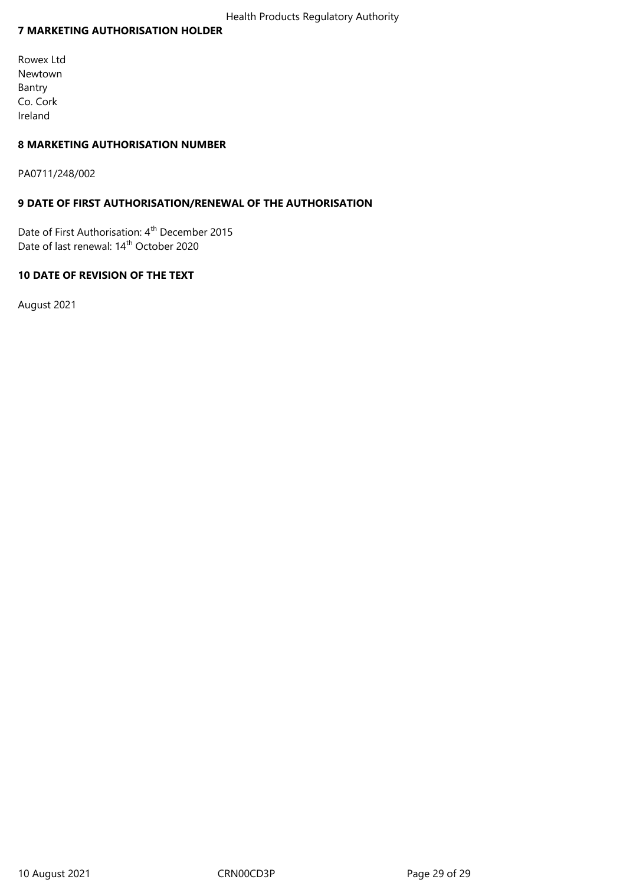## 7 MARKETING AUTHORISATION HOLDER

Rowex Ltd
Newtown
Bantry
Co. Cork
Ireland

## 8 MARKETING AUTHORISATION NUMBER

PA0711/248/002

## 9 DATE OF FIRST AUTHORISATION/RENEWAL OF THE AUTHORISATION

Date of First Authorisation: 4th December 2015
Date of last renewal: 14th October 2020

## 10 DATE OF REVISION OF THE TEXT

August 2021